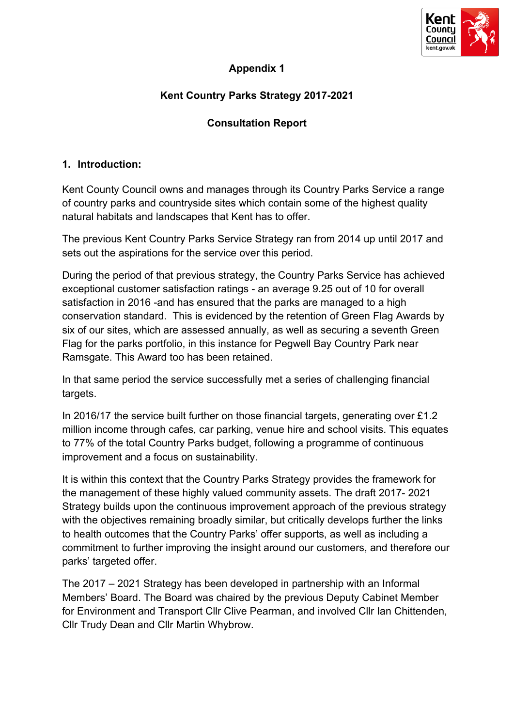**Appendix 1**

**Kent Country Parks Strategy 2017-2021**

**Consultation Report**

## 1. Introduction:

Kent County Council owns and manages through its Country Parks Service a range of country parks and countryside sites which contain some of the highest quality natural habitats and landscapes that Kent has to offer.

The previous Kent Country Parks Service Strategy ran from 2014 up until 2017 and sets out the aspirations for the service over this period.

During the period of that previous strategy, the Country Parks Service has achieved exceptional customer satisfaction ratings - an average 9.25 out of 10 for overall satisfaction in 2016 -and has ensured that the parks are managed to a high conservation standard. This is evidenced by the retention of Green Flag Awards by six of our sites, which are assessed annually, as well as securing a seventh Green Flag for the parks portfolio, in this instance for Pegwell Bay Country Park near Ramsgate. This Award too has been retained.

In that same period the service successfully met a series of challenging financial targets.

In 2016/17 the service built further on those financial targets, generating over £1.2 million income through cafes, car parking, venue hire and school visits. This equates to 77% of the total Country Parks budget, following a programme of continuous improvement and a focus on sustainability.

It is within this context that the Country Parks Strategy provides the framework for the management of these highly valued community assets. The draft 2017- 2021 Strategy builds upon the continuous improvement approach of the previous strategy with the objectives remaining broadly similar, but critically develops further the links to health outcomes that the Country Parks' offer supports, as well as including a commitment to further improving the insight around our customers, and therefore our parks' targeted offer.

The 2017 – 2021 Strategy has been developed in partnership with an Informal Members' Board. The Board was chaired by the previous Deputy Cabinet Member for Environment and Transport Cllr Clive Pearman, and involved Cllr Ian Chittenden, Cllr Trudy Dean and Cllr Martin Whybrow.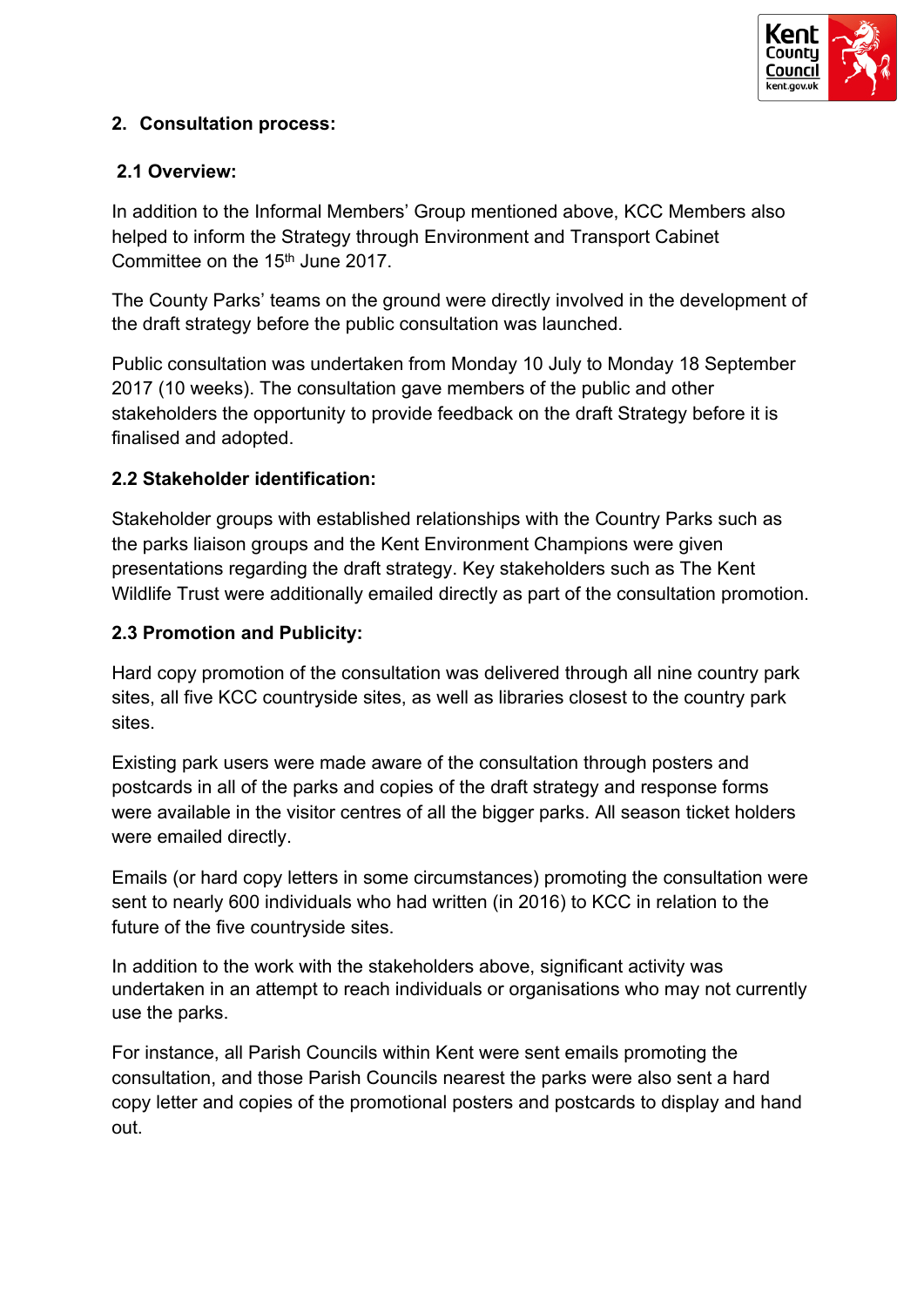## 2. Consultation process:

### 2.1 Overview:

In addition to the Informal Members' Group mentioned above, KCC Members also helped to inform the Strategy through Environment and Transport Cabinet Committee on the 15th June 2017.

The County Parks' teams on the ground were directly involved in the development of the draft strategy before the public consultation was launched.

Public consultation was undertaken from Monday 10 July to Monday 18 September 2017 (10 weeks). The consultation gave members of the public and other stakeholders the opportunity to provide feedback on the draft Strategy before it is finalised and adopted.

### 2.2 Stakeholder identification:

Stakeholder groups with established relationships with the Country Parks such as the parks liaison groups and the Kent Environment Champions were given presentations regarding the draft strategy. Key stakeholders such as The Kent Wildlife Trust were additionally emailed directly as part of the consultation promotion.

### 2.3 Promotion and Publicity:

Hard copy promotion of the consultation was delivered through all nine country park sites, all five KCC countryside sites, as well as libraries closest to the country park sites.

Existing park users were made aware of the consultation through posters and postcards in all of the parks and copies of the draft strategy and response forms were available in the visitor centres of all the bigger parks. All season ticket holders were emailed directly.

Emails (or hard copy letters in some circumstances) promoting the consultation were sent to nearly 600 individuals who had written (in 2016) to KCC in relation to the future of the five countryside sites.

In addition to the work with the stakeholders above, significant activity was undertaken in an attempt to reach individuals or organisations who may not currently use the parks.

For instance, all Parish Councils within Kent were sent emails promoting the consultation, and those Parish Councils nearest the parks were also sent a hard copy letter and copies of the promotional posters and postcards to display and hand out.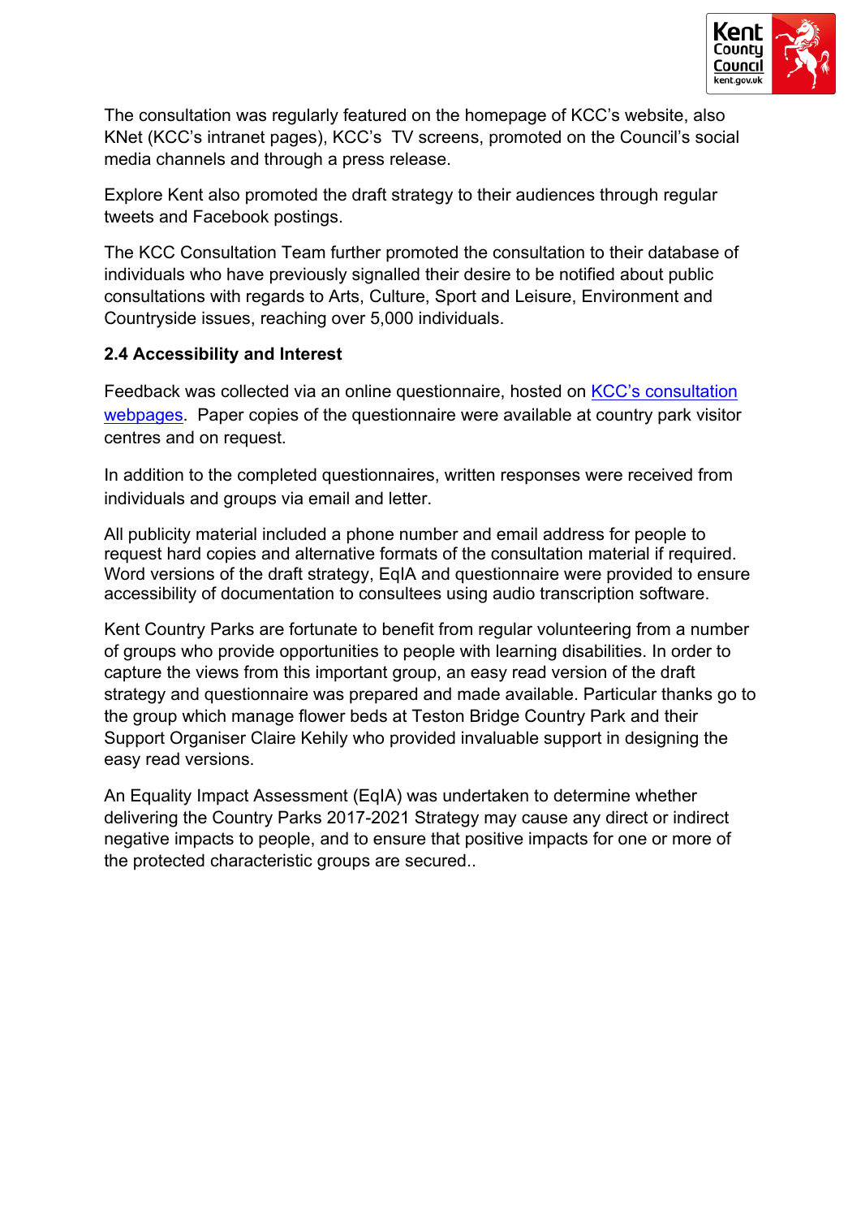The consultation was regularly featured on the homepage of KCC's website, also KNet (KCC's intranet pages), KCC's TV screens, promoted on the Council's social media channels and through a press release.

Explore Kent also promoted the draft strategy to their audiences through regular tweets and Facebook postings.

The KCC Consultation Team further promoted the consultation to their database of individuals who have previously signalled their desire to be notified about public consultations with regards to Arts, Culture, Sport and Leisure, Environment and Countryside issues, reaching over 5,000 individuals.

**2.4 Accessibility and Interest**

Feedback was collected via an online questionnaire, hosted on KCC's consultation webpages. Paper copies of the questionnaire were available at country park visitor centres and on request.

In addition to the completed questionnaires, written responses were received from individuals and groups via email and letter.

All publicity material included a phone number and email address for people to request hard copies and alternative formats of the consultation material if required. Word versions of the draft strategy, EqIA and questionnaire were provided to ensure accessibility of documentation to consultees using audio transcription software.

Kent Country Parks are fortunate to benefit from regular volunteering from a number of groups who provide opportunities to people with learning disabilities. In order to capture the views from this important group, an easy read version of the draft strategy and questionnaire was prepared and made available. Particular thanks go to the group which manage flower beds at Teston Bridge Country Park and their Support Organiser Claire Kehily who provided invaluable support in designing the easy read versions.

An Equality Impact Assessment (EqIA) was undertaken to determine whether delivering the Country Parks 2017-2021 Strategy may cause any direct or indirect negative impacts to people, and to ensure that positive impacts for one or more of the protected characteristic groups are secured..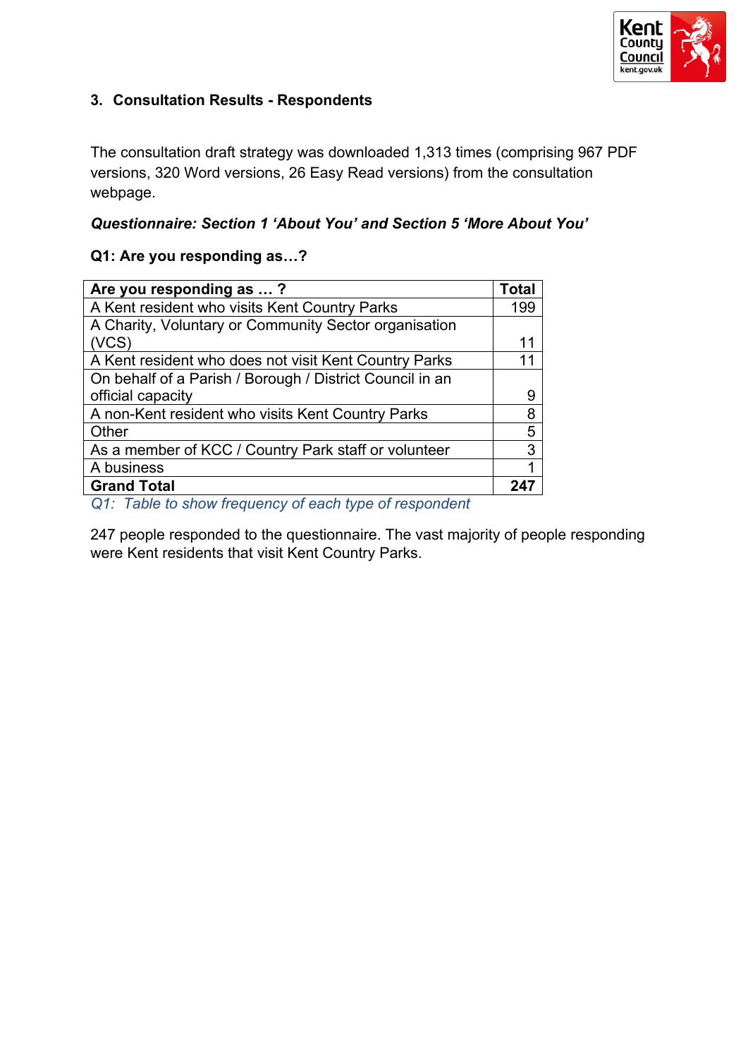## 3. Consultation Results - Respondents

The consultation draft strategy was downloaded 1,313 times (comprising 967 PDF versions, 320 Word versions, 26 Easy Read versions) from the consultation webpage.

***Questionnaire: Section 1 'About You' and Section 5 'More About You'***

**Q1: Are you responding as…?**

| Are you responding as … ? | Total |
|---|---|
| A Kent resident who visits Kent Country Parks | 199 |
| A Charity, Voluntary or Community Sector organisation (VCS) | 11 |
| A Kent resident who does not visit Kent Country Parks | 11 |
| On behalf of a Parish / Borough / District Council in an official capacity | 9 |
| A non-Kent resident who visits Kent Country Parks | 8 |
| Other | 5 |
| As a member of KCC / Country Park staff or volunteer | 3 |
| A business | 1 |
| **Grand Total** | **247** |

*Q1: Table to show frequency of each type of respondent*

247 people responded to the questionnaire. The vast majority of people responding were Kent residents that visit Kent Country Parks.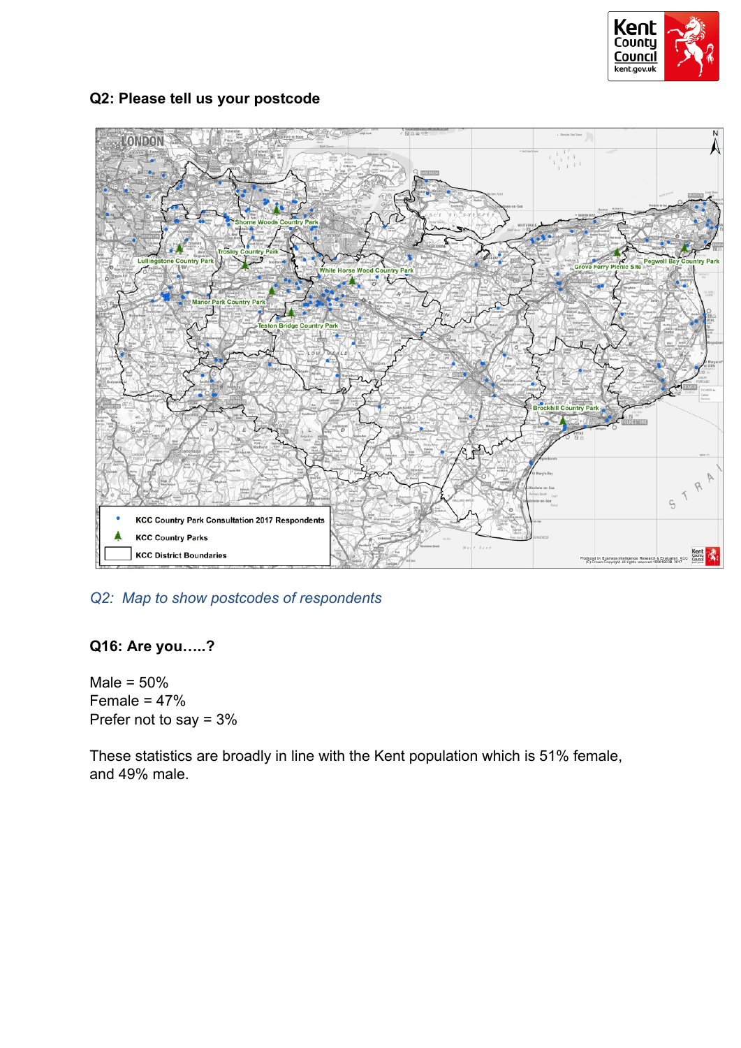## Q2: Please tell us your postcode

*Q2: Map to show postcodes of respondents*

## Q16: Are you…..?

Male = 50%
Female = 47%
Prefer not to say = 3%

These statistics are broadly in line with the Kent population which is 51% female, and 49% male.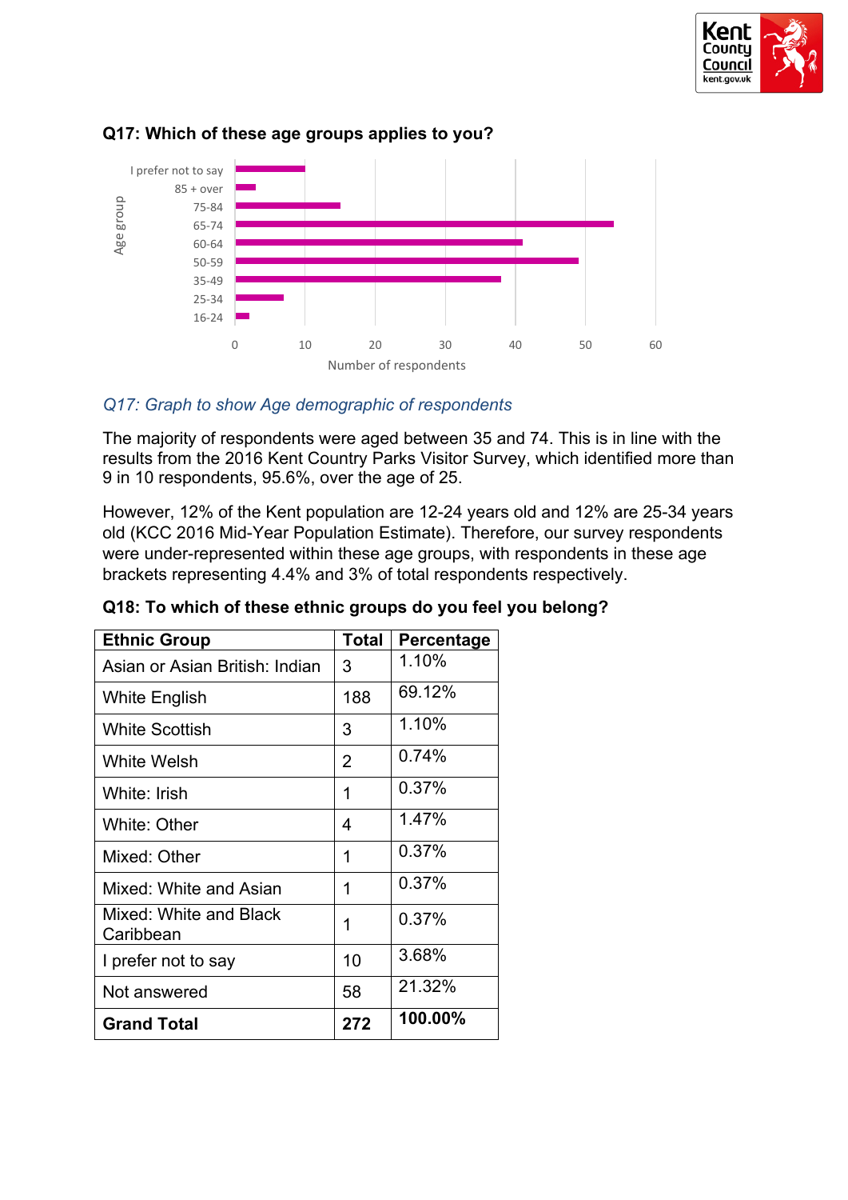### Q17: Which of these age groups applies to you?

*Q17: Graph to show Age demographic of respondents*

The majority of respondents were aged between 35 and 74. This is in line with the results from the 2016 Kent Country Parks Visitor Survey, which identified more than 9 in 10 respondents, 95.6%, over the age of 25.

However, 12% of the Kent population are 12-24 years old and 12% are 25-34 years old (KCC 2016 Mid-Year Population Estimate). Therefore, our survey respondents were under-represented within these age groups, with respondents in these age brackets representing 4.4% and 3% of total respondents respectively.

### Q18: To which of these ethnic groups do you feel you belong?

| Ethnic Group | Total | Percentage |
|---|---|---|
| Asian or Asian British: Indian | 3 | 1.10% |
| White English | 188 | 69.12% |
| White Scottish | 3 | 1.10% |
| White Welsh | 2 | 0.74% |
| White: Irish | 1 | 0.37% |
| White: Other | 4 | 1.47% |
| Mixed: Other | 1 | 0.37% |
| Mixed: White and Asian | 1 | 0.37% |
| Mixed: White and Black Caribbean | 1 | 0.37% |
| I prefer not to say | 10 | 3.68% |
| Not answered | 58 | 21.32% |
| **Grand Total** | **272** | **100.00%** |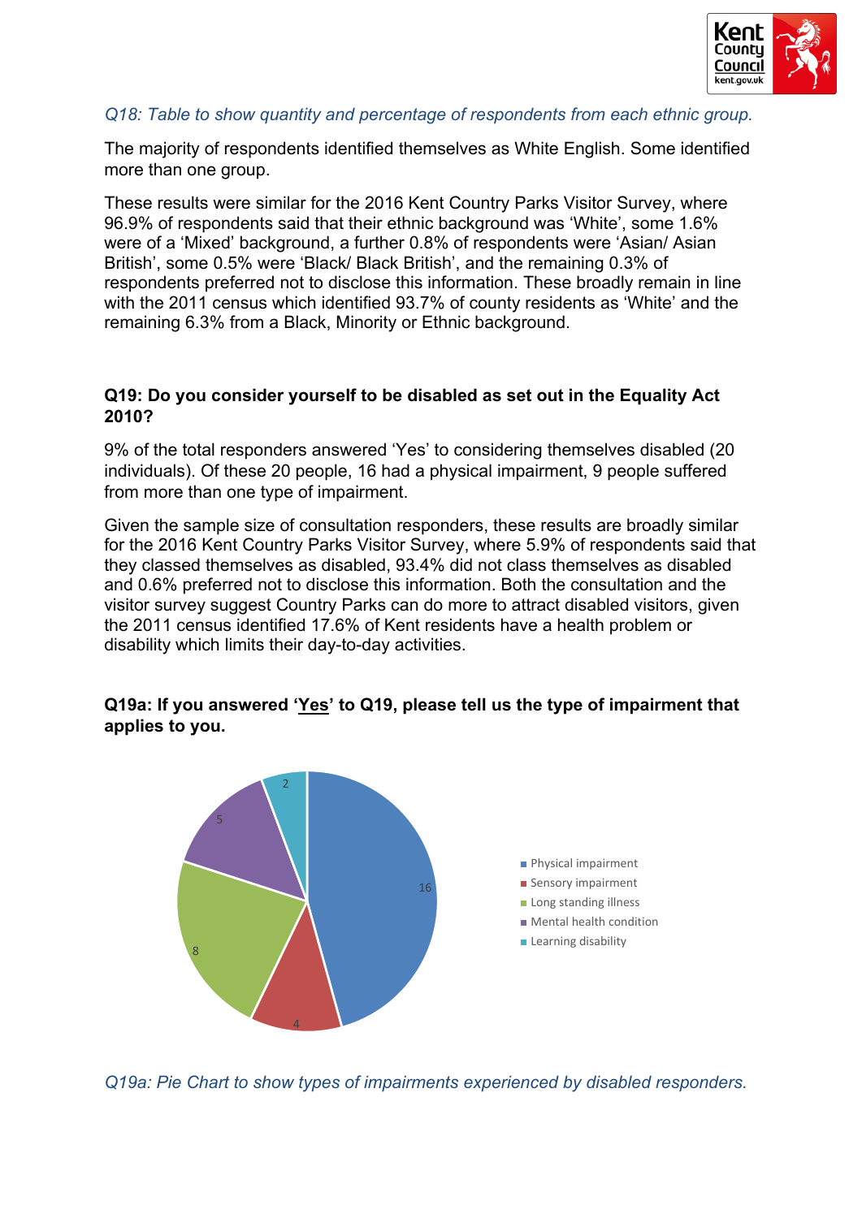*Q18: Table to show quantity and percentage of respondents from each ethnic group.*

The majority of respondents identified themselves as White English. Some identified more than one group.

These results were similar for the 2016 Kent Country Parks Visitor Survey, where 96.9% of respondents said that their ethnic background was 'White', some 1.6% were of a 'Mixed' background, a further 0.8% of respondents were 'Asian/ Asian British', some 0.5% were 'Black/ Black British', and the remaining 0.3% of respondents preferred not to disclose this information. These broadly remain in line with the 2011 census which identified 93.7% of county residents as 'White' and the remaining 6.3% from a Black, Minority or Ethnic background.

**Q19: Do you consider yourself to be disabled as set out in the Equality Act 2010?**

9% of the total responders answered 'Yes' to considering themselves disabled (20 individuals). Of these 20 people, 16 had a physical impairment, 9 people suffered from more than one type of impairment.

Given the sample size of consultation responders, these results are broadly similar for the 2016 Kent Country Parks Visitor Survey, where 5.9% of respondents said that they classed themselves as disabled, 93.4% did not class themselves as disabled and 0.6% preferred not to disclose this information. Both the consultation and the visitor survey suggest Country Parks can do more to attract disabled visitors, given the 2011 census identified 17.6% of Kent residents have a health problem or disability which limits their day-to-day activities.

**Q19a: If you answered '<u>Yes</u>' to Q19, please tell us the type of impairment that applies to you.**

| Type of impairment | Count |
|---|---|
| Physical impairment | 16 |
| Sensory impairment | 4 |
| Long standing illness | 8 |
| Mental health condition | 5 |
| Learning disability | 2 |

*Q19a: Pie Chart to show types of impairments experienced by disabled responders.*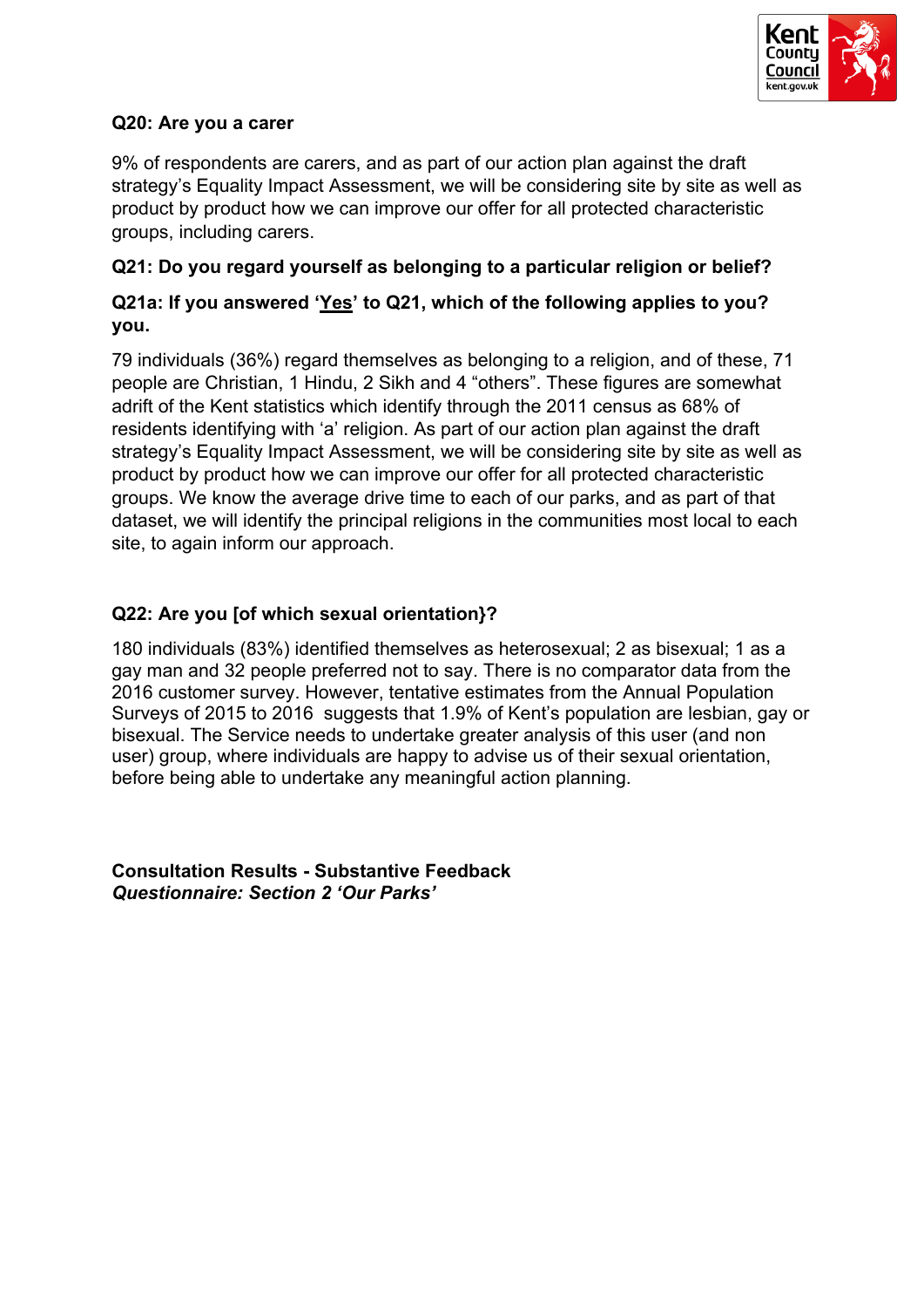**Q20: Are you a carer**

9% of respondents are carers, and as part of our action plan against the draft strategy's Equality Impact Assessment, we will be considering site by site as well as product by product how we can improve our offer for all protected characteristic groups, including carers.

**Q21: Do you regard yourself as belonging to a particular religion or belief?**

**Q21a: If you answered '<u>Yes</u>' to Q21, which of the following applies to you? you.**

79 individuals (36%) regard themselves as belonging to a religion, and of these, 71 people are Christian, 1 Hindu, 2 Sikh and 4 "others". These figures are somewhat adrift of the Kent statistics which identify through the 2011 census as 68% of residents identifying with 'a' religion. As part of our action plan against the draft strategy's Equality Impact Assessment, we will be considering site by site as well as product by product how we can improve our offer for all protected characteristic groups. We know the average drive time to each of our parks, and as part of that dataset, we will identify the principal religions in the communities most local to each site, to again inform our approach.

**Q22: Are you [of which sexual orientation}?**

180 individuals (83%) identified themselves as heterosexual; 2 as bisexual; 1 as a gay man and 32 people preferred not to say. There is no comparator data from the 2016 customer survey. However, tentative estimates from the Annual Population Surveys of 2015 to 2016 suggests that 1.9% of Kent's population are lesbian, gay or bisexual. The Service needs to undertake greater analysis of this user (and non user) group, where individuals are happy to advise us of their sexual orientation, before being able to undertake any meaningful action planning.

**Consultation Results - Substantive Feedback**
***Questionnaire: Section 2 'Our Parks'***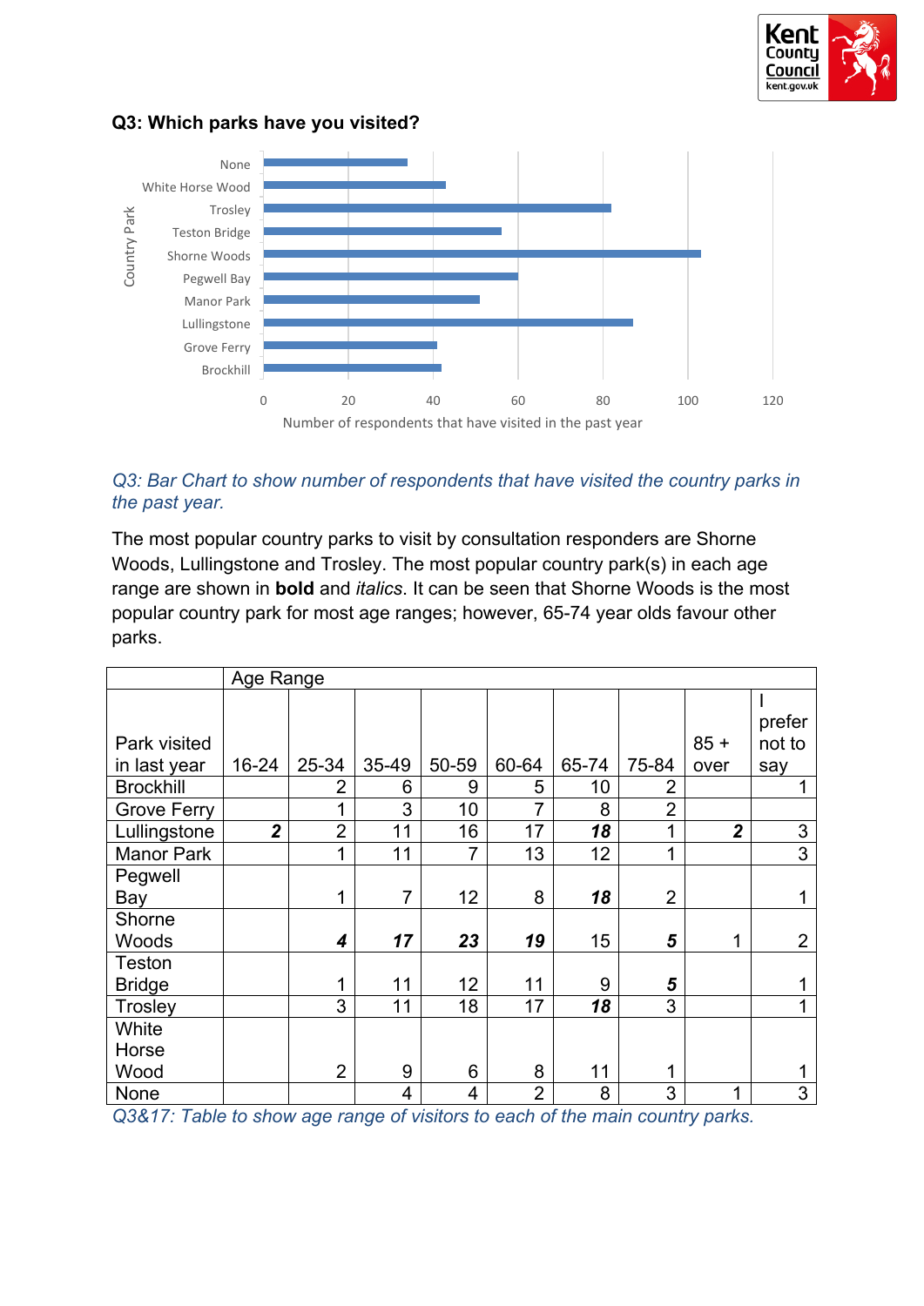### Q3: Which parks have you visited?

*Q3: Bar Chart to show number of respondents that have visited the country parks in the past year.*

The most popular country parks to visit by consultation responders are Shorne Woods, Lullingstone and Trosley. The most popular country park(s) in each age range are shown in **bold** and *italics*. It can be seen that Shorne Woods is the most popular country park for most age ranges; however, 65-74 year olds favour other parks.

| | Age Range | | | | | | | | |
|---|---|---|---|---|---|---|---|---|---|
| Park visited in last year | 16-24 | 25-34 | 35-49 | 50-59 | 60-64 | 65-74 | 75-84 | 85 + over | I prefer not to say |
| Brockhill | | 2 | 6 | 9 | 5 | 10 | 2 | | 1 |
| Grove Ferry | | 1 | 3 | 10 | 7 | 8 | 2 | | |
| Lullingstone | ***2*** | 2 | 11 | 16 | 17 | ***18*** | 1 | ***2*** | 3 |
| Manor Park | | 1 | 11 | 7 | 13 | 12 | 1 | | 3 |
| Pegwell Bay | | 1 | 7 | 12 | 8 | ***18*** | 2 | | 1 |
| Shorne Woods | | ***4*** | ***17*** | ***23*** | ***19*** | 15 | ***5*** | 1 | 2 |
| Teston Bridge | | 1 | 11 | 12 | 11 | 9 | ***5*** | | 1 |
| Trosley | | 3 | 11 | 18 | 17 | ***18*** | 3 | | 1 |
| White Horse Wood | | 2 | 9 | 6 | 8 | 11 | 1 | | 1 |
| None | | | 4 | 4 | 2 | 8 | 3 | 1 | 3 |

*Q3&17: Table to show age range of visitors to each of the main country parks.*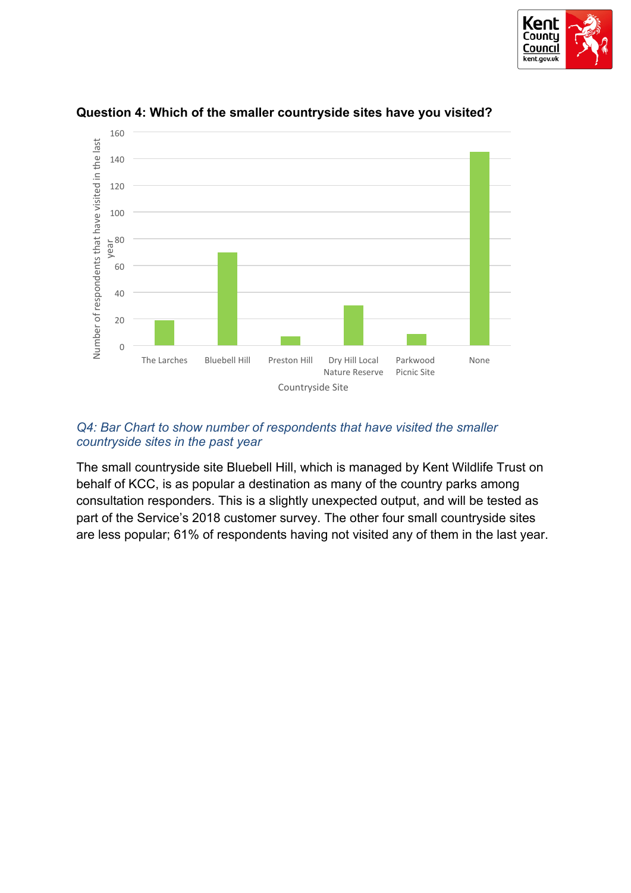**Question 4: Which of the smaller countryside sites have you visited?**

*Q4: Bar Chart to show number of respondents that have visited the smaller countryside sites in the past year*

The small countryside site Bluebell Hill, which is managed by Kent Wildlife Trust on behalf of KCC, is as popular a destination as many of the country parks among consultation responders. This is a slightly unexpected output, and will be tested as part of the Service's 2018 customer survey. The other four small countryside sites are less popular; 61% of respondents having not visited any of them in the last year.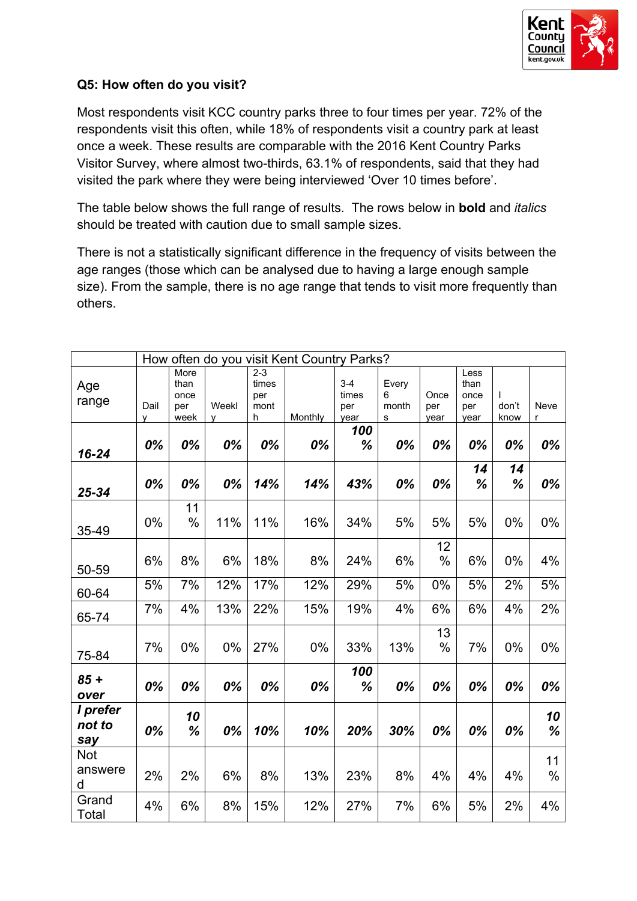**Q5: How often do you visit?**

Most respondents visit KCC country parks three to four times per year. 72% of the respondents visit this often, while 18% of respondents visit a country park at least once a week. These results are comparable with the 2016 Kent Country Parks Visitor Survey, where almost two-thirds, 63.1% of respondents, said that they had visited the park where they were being interviewed 'Over 10 times before'.

The table below shows the full range of results. The rows below in **bold** and *italics* should be treated with caution due to small sample sizes.

There is not a statistically significant difference in the frequency of visits between the age ranges (those which can be analysed due to having a large enough sample size). From the sample, there is no age range that tends to visit more frequently than others.

| | How often do you visit Kent Country Parks? | | | | | | | | | | |
|---|---|---|---|---|---|---|---|---|---|---|---|
| Age range | Daily | More than once per week | Weekly | 2-3 times per month | Monthly | 3-4 times per year | Every 6 months | Once per year | Less than once per year | I don't know | Never |
| ***16-24*** | ***0%*** | ***0%*** | ***0%*** | ***0%*** | ***0%*** | ***100%*** | ***0%*** | ***0%*** | ***0%*** | ***0%*** | ***0%*** |
| ***25-34*** | ***0%*** | ***0%*** | ***0%*** | ***14%*** | ***14%*** | ***43%*** | ***0%*** | ***0%*** | ***14%*** | ***14%*** | ***0%*** |
| 35-49 | 0% | 11% | 11% | 11% | 16% | 34% | 5% | 5% | 5% | 0% | 0% |
| 50-59 | 6% | 8% | 6% | 18% | 8% | 24% | 6% | 12% | 6% | 0% | 4% |
| 60-64 | 5% | 7% | 12% | 17% | 12% | 29% | 5% | 0% | 5% | 2% | 5% |
| 65-74 | 7% | 4% | 13% | 22% | 15% | 19% | 4% | 6% | 6% | 4% | 2% |
| 75-84 | 7% | 0% | 0% | 27% | 0% | 33% | 13% | 13% | 7% | 0% | 0% |
| ***85 + over*** | ***0%*** | ***0%*** | ***0%*** | ***0%*** | ***0%*** | ***100%*** | ***0%*** | ***0%*** | ***0%*** | ***0%*** | ***0%*** |
| ***I prefer not to say*** | ***0%*** | ***10%*** | ***0%*** | ***10%*** | ***10%*** | ***20%*** | ***30%*** | ***0%*** | ***0%*** | ***0%*** | ***10%*** |
| Not answered | 2% | 2% | 6% | 8% | 13% | 23% | 8% | 4% | 4% | 4% | 11% |
| Grand Total | 4% | 6% | 8% | 15% | 12% | 27% | 7% | 6% | 5% | 2% | 4% |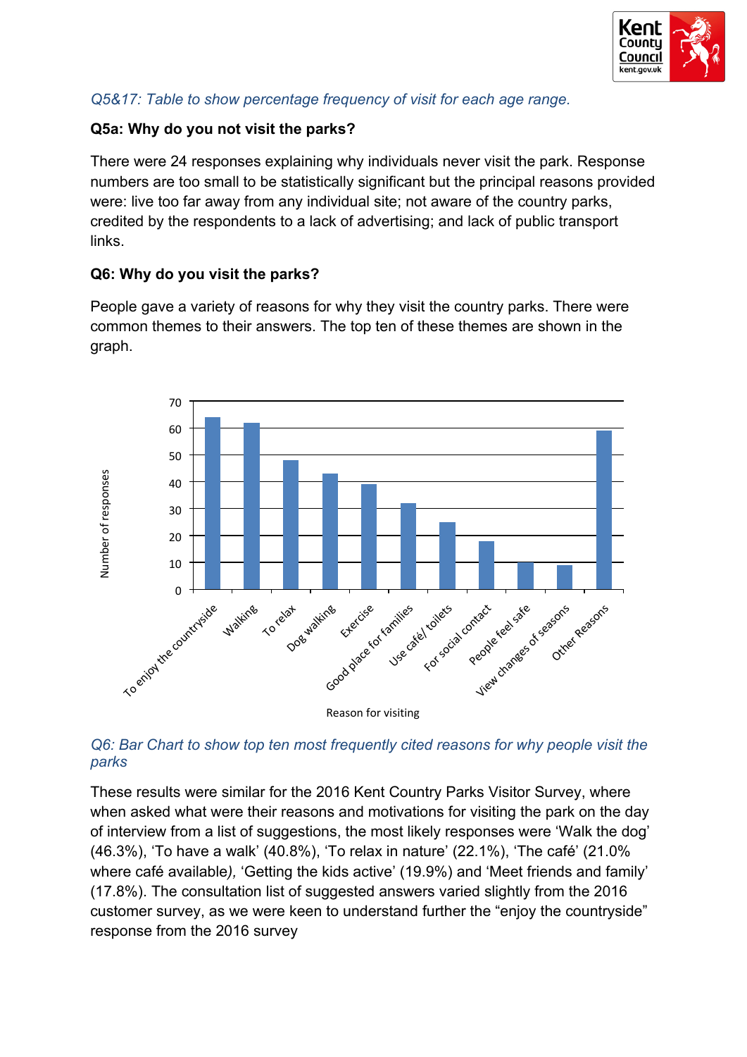*Q5&17: Table to show percentage frequency of visit for each age range.*

**Q5a: Why do you not visit the parks?**

There were 24 responses explaining why individuals never visit the park. Response numbers are too small to be statistically significant but the principal reasons provided were: live too far away from any individual site; not aware of the country parks, credited by the respondents to a lack of advertising; and lack of public transport links.

**Q6: Why do you visit the parks?**

People gave a variety of reasons for why they visit the country parks. There were common themes to their answers. The top ten of these themes are shown in the graph.

*Q6: Bar Chart to show top ten most frequently cited reasons for why people visit the parks*

These results were similar for the 2016 Kent Country Parks Visitor Survey, where when asked what were their reasons and motivations for visiting the park on the day of interview from a list of suggestions, the most likely responses were 'Walk the dog' (46.3%), 'To have a walk' (40.8%), 'To relax in nature' (22.1%), 'The café' (21.0% where café available*)*, 'Getting the kids active' (19.9%) and 'Meet friends and family' (17.8%). The consultation list of suggested answers varied slightly from the 2016 customer survey, as we were keen to understand further the "enjoy the countryside" response from the 2016 survey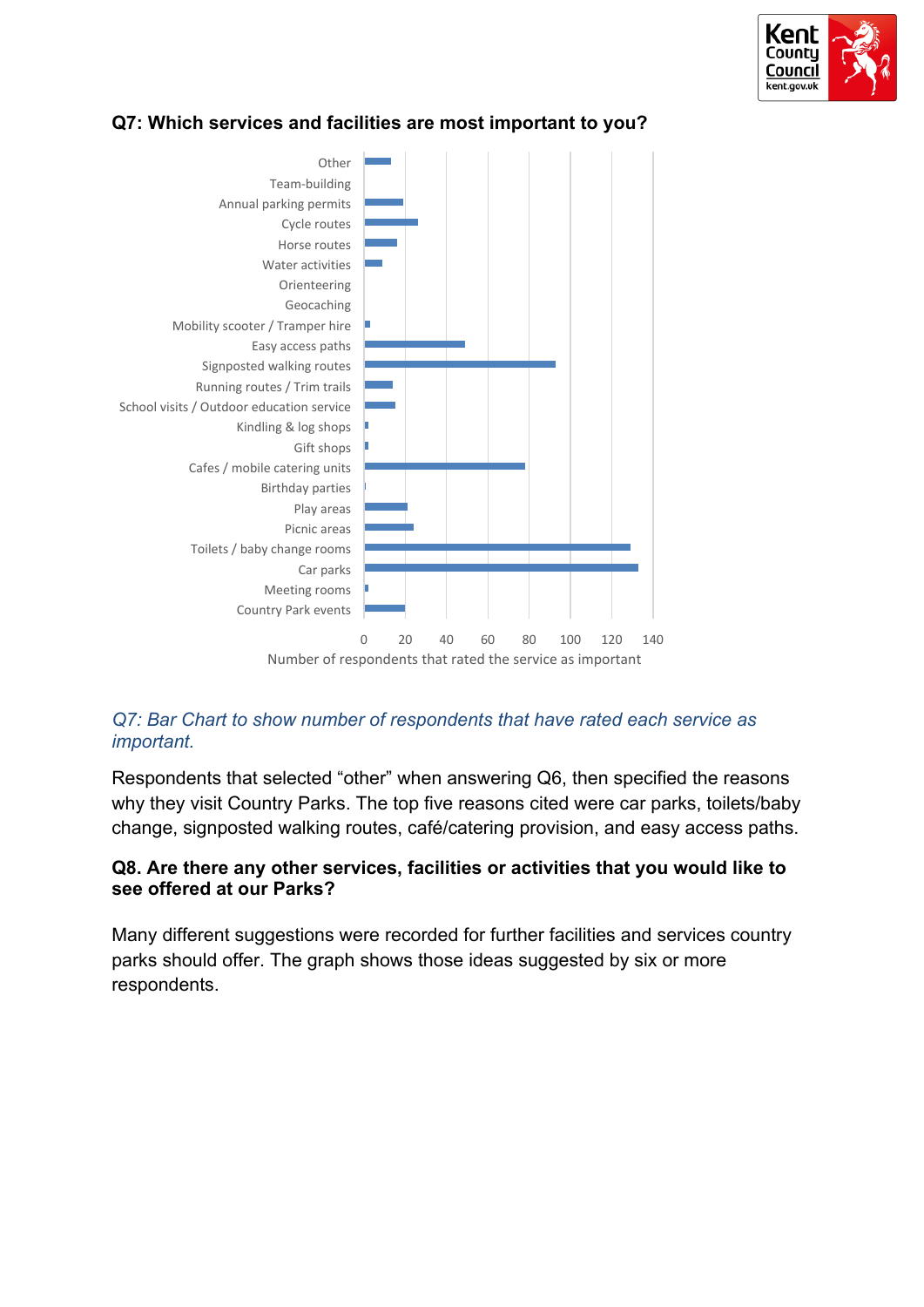## Q7: Which services and facilities are most important to you?

| Service | Number of respondents that rated the service as important |
|---|---|
| Other | 13 |
| Team-building | 0 |
| Annual parking permits | 19 |
| Cycle routes | 26 |
| Horse routes | 16 |
| Water activities | 9 |
| Orienteering | 0 |
| Geocaching | 0 |
| Mobility scooter / Tramper hire | 3 |
| Easy access paths | 49 |
| Signposted walking routes | 93 |
| Running routes / Trim trails | 14 |
| School visits / Outdoor education service | 15 |
| Kindling & log shops | 2 |
| Gift shops | 2 |
| Cafes / mobile catering units | 78 |
| Birthday parties | 1 |
| Play areas | 21 |
| Picnic areas | 24 |
| Toilets / baby change rooms | 129 |
| Car parks | 133 |
| Meeting rooms | 2 |
| Country Park events | 20 |

*Q7: Bar Chart to show number of respondents that have rated each service as important.*

Respondents that selected “other” when answering Q6, then specified the reasons why they visit Country Parks. The top five reasons cited were car parks, toilets/baby change, signposted walking routes, café/catering provision, and easy access paths.

### Q8. Are there any other services, facilities or activities that you would like to see offered at our Parks?

Many different suggestions were recorded for further facilities and services country parks should offer. The graph shows those ideas suggested by six or more respondents.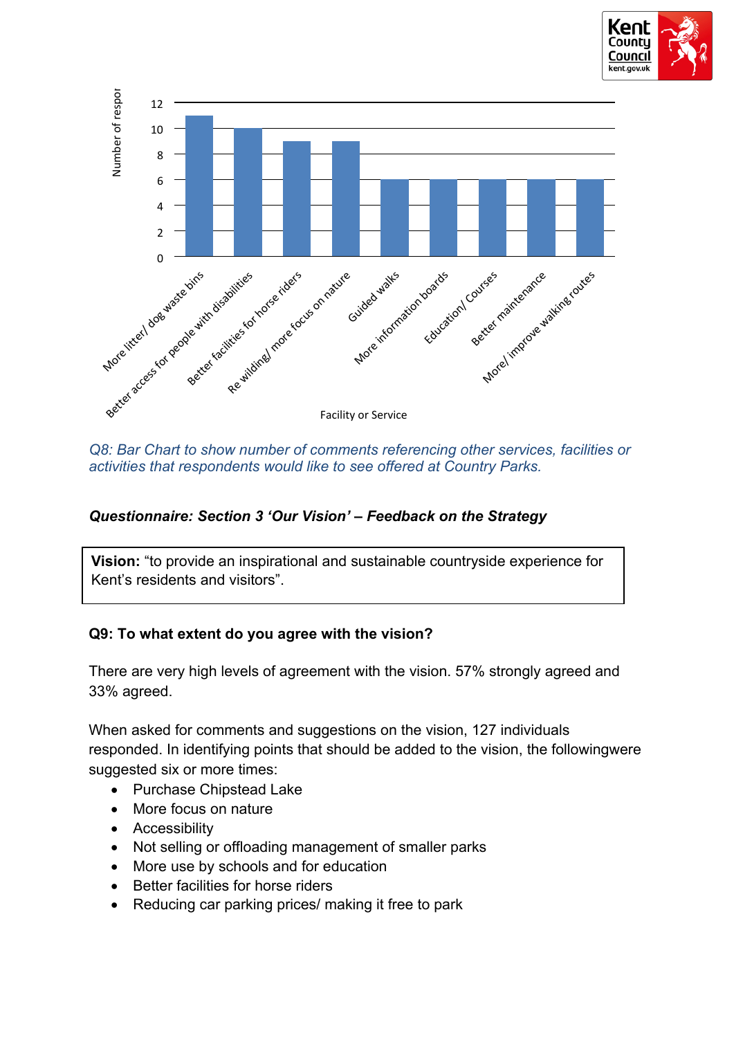| Facility or Service | Number of respon |
| --- | --- |
| More litter/ dog waste bins | 11 |
| Better access for people with disabilities | 10 |
| Better facilities for horse riders | 9 |
| Re wilding/ more focus on nature | 9 |
| Guided walks | 6 |
| More information boards | 6 |
| Education/ Courses | 6 |
| Better maintenance | 6 |
| More/ improve walking routes | 6 |

*Q8: Bar Chart to show number of comments referencing other services, facilities or activities that respondents would like to see offered at Country Parks.*

### *Questionnaire: Section 3 'Our Vision' – Feedback on the Strategy*

| **Vision:** "to provide an inspirational and sustainable countryside experience for Kent's residents and visitors". |
| --- |

**Q9: To what extent do you agree with the vision?**

There are very high levels of agreement with the vision. 57% strongly agreed and 33% agreed.

When asked for comments and suggestions on the vision, 127 individuals responded. In identifying points that should be added to the vision, the followingwere suggested six or more times:

- Purchase Chipstead Lake
- More focus on nature
- Accessibility
- Not selling or offloading management of smaller parks
- More use by schools and for education
- Better facilities for horse riders
- Reducing car parking prices/ making it free to park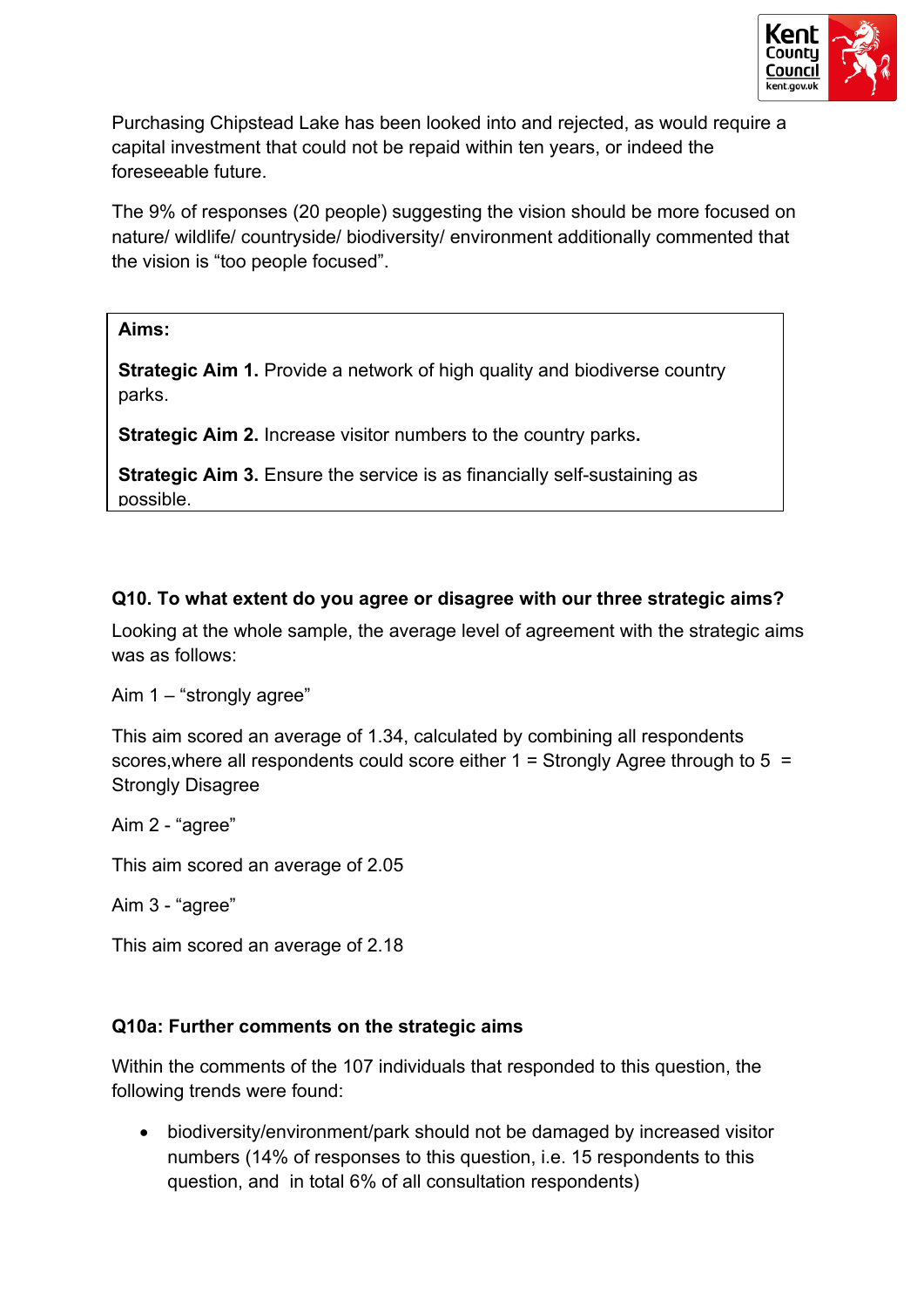Purchasing Chipstead Lake has been looked into and rejected, as would require a capital investment that could not be repaid within ten years, or indeed the foreseeable future.

The 9% of responses (20 people) suggesting the vision should be more focused on nature/ wildlife/ countryside/ biodiversity/ environment additionally commented that the vision is “too people focused”.

**Aims:**

**Strategic Aim 1.** Provide a network of high quality and biodiverse country parks.

**Strategic Aim 2.** Increase visitor numbers to the country parks**.**

**Strategic Aim 3.** Ensure the service is as financially self-sustaining as possible.

### Q10. To what extent do you agree or disagree with our three strategic aims?

Looking at the whole sample, the average level of agreement with the strategic aims was as follows:

Aim 1 – “strongly agree”

This aim scored an average of 1.34, calculated by combining all respondents scores,where all respondents could score either 1 = Strongly Agree through to 5 = Strongly Disagree

Aim 2 - “agree”

This aim scored an average of 2.05

Aim 3 - “agree”

This aim scored an average of 2.18

### Q10a: Further comments on the strategic aims

Within the comments of the 107 individuals that responded to this question, the following trends were found:

- biodiversity/environment/park should not be damaged by increased visitor numbers (14% of responses to this question, i.e. 15 respondents to this question, and in total 6% of all consultation respondents)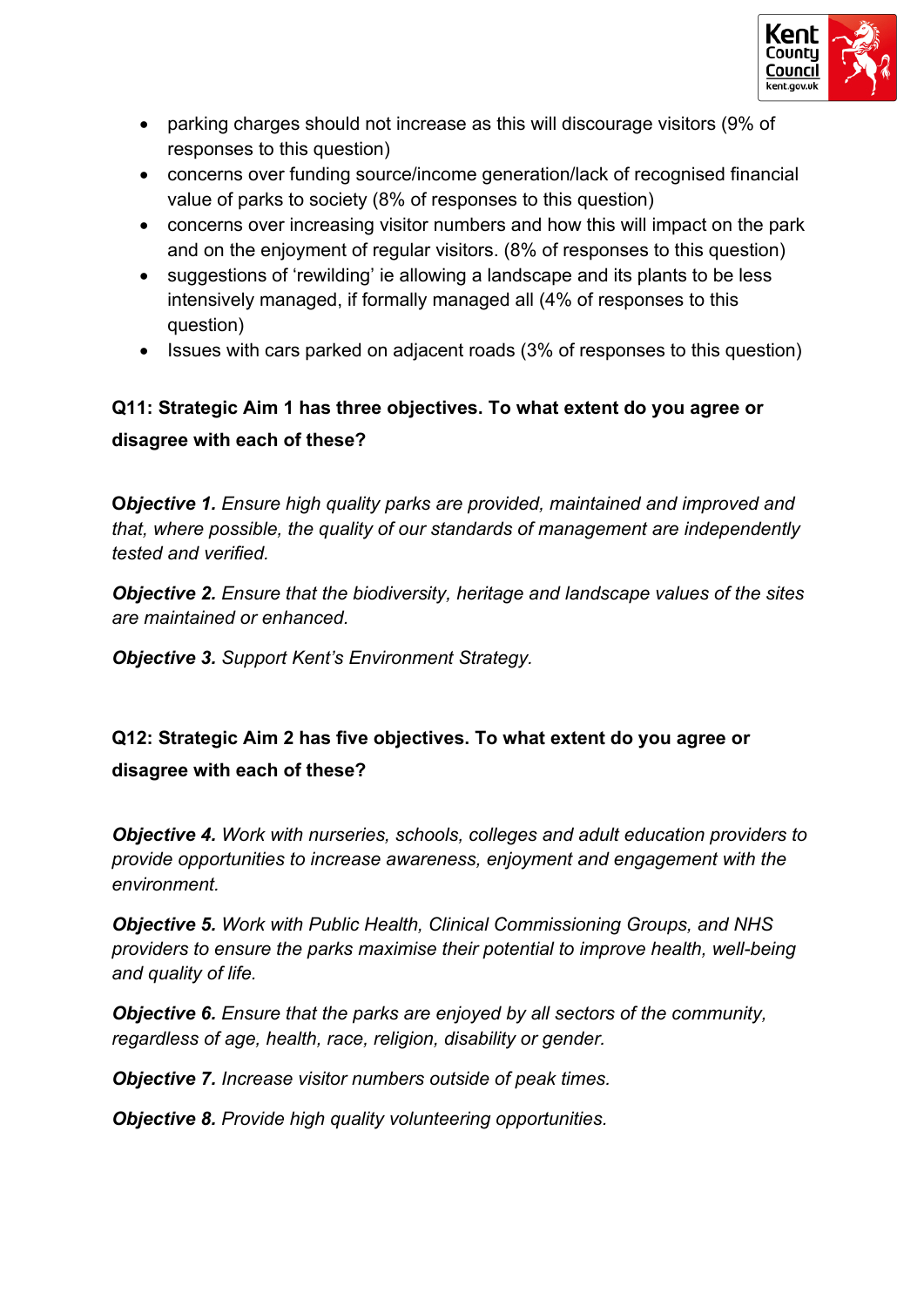- parking charges should not increase as this will discourage visitors (9% of responses to this question)
- concerns over funding source/income generation/lack of recognised financial value of parks to society (8% of responses to this question)
- concerns over increasing visitor numbers and how this will impact on the park and on the enjoyment of regular visitors. (8% of responses to this question)
- suggestions of 'rewilding' ie allowing a landscape and its plants to be less intensively managed, if formally managed all (4% of responses to this question)
- Issues with cars parked on adjacent roads (3% of responses to this question)

**Q11: Strategic Aim 1 has three objectives. To what extent do you agree or disagree with each of these?**

**Ob*jective 1.*** *Ensure high quality parks are provided, maintained and improved and that, where possible, the quality of our standards of management are independently tested and verified.*

***Objective 2.*** *Ensure that the biodiversity, heritage and landscape values of the sites are maintained or enhanced.*

***Objective 3.*** *Support Kent's Environment Strategy.*

**Q12: Strategic Aim 2 has five objectives. To what extent do you agree or disagree with each of these?**

***Objective 4.*** *Work with nurseries, schools, colleges and adult education providers to provide opportunities to increase awareness, enjoyment and engagement with the environment.*

***Objective 5.*** *Work with Public Health, Clinical Commissioning Groups, and NHS providers to ensure the parks maximise their potential to improve health, well-being and quality of life.*

***Objective 6.*** *Ensure that the parks are enjoyed by all sectors of the community, regardless of age, health, race, religion, disability or gender.*

***Objective 7.*** *Increase visitor numbers outside of peak times.*

***Objective 8.*** *Provide high quality volunteering opportunities.*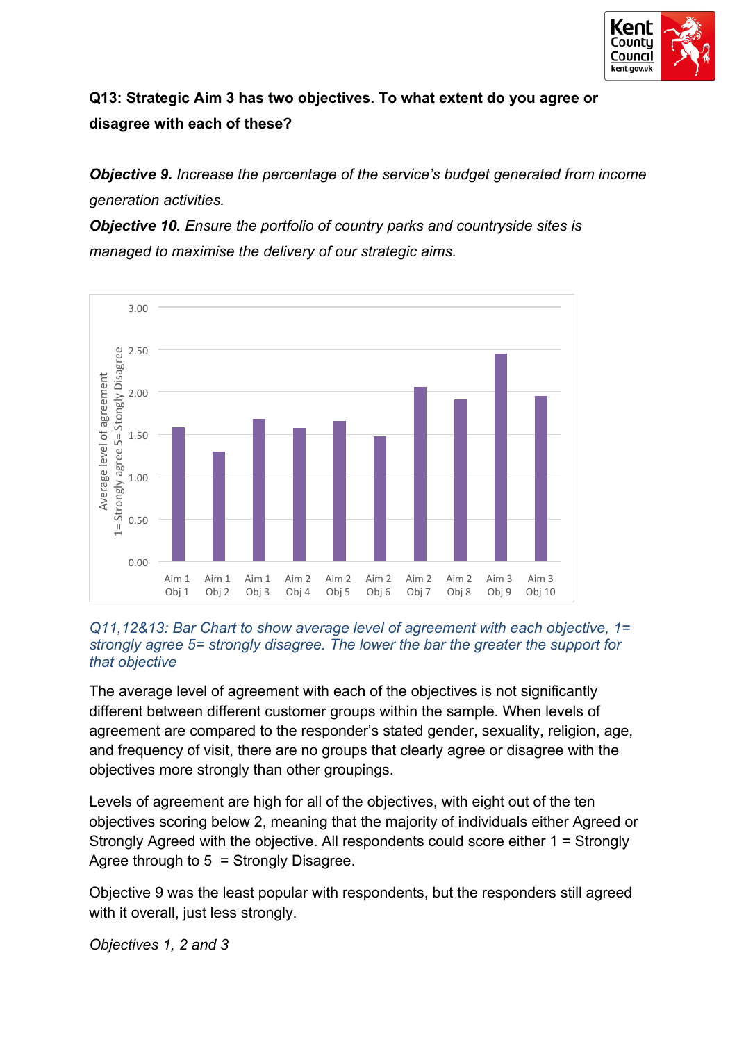**Q13: Strategic Aim 3 has two objectives. To what extent do you agree or disagree with each of these?**

***Objective 9.*** *Increase the percentage of the service's budget generated from income generation activities.*

***Objective 10.*** *Ensure the portfolio of country parks and countryside sites is managed to maximise the delivery of our strategic aims.*

*Q11,12&13: Bar Chart to show average level of agreement with each objective, 1= strongly agree 5= strongly disagree. The lower the bar the greater the support for that objective*

The average level of agreement with each of the objectives is not significantly different between different customer groups within the sample. When levels of agreement are compared to the responder's stated gender, sexuality, religion, age, and frequency of visit, there are no groups that clearly agree or disagree with the objectives more strongly than other groupings.

Levels of agreement are high for all of the objectives, with eight out of the ten objectives scoring below 2, meaning that the majority of individuals either Agreed or Strongly Agreed with the objective. All respondents could score either 1 = Strongly Agree through to 5 = Strongly Disagree.

Objective 9 was the least popular with respondents, but the responders still agreed with it overall, just less strongly.

*Objectives 1, 2 and 3*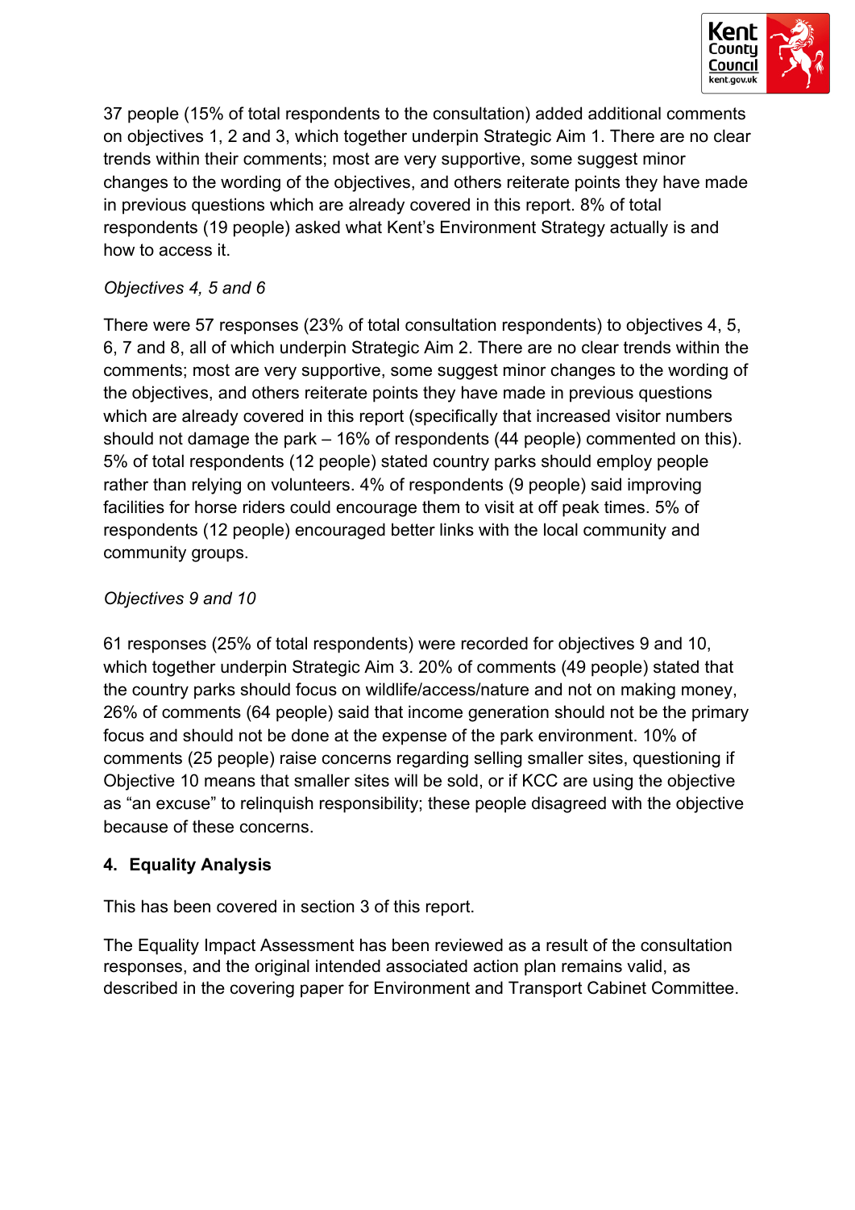37 people (15% of total respondents to the consultation) added additional comments on objectives 1, 2 and 3, which together underpin Strategic Aim 1. There are no clear trends within their comments; most are very supportive, some suggest minor changes to the wording of the objectives, and others reiterate points they have made in previous questions which are already covered in this report. 8% of total respondents (19 people) asked what Kent's Environment Strategy actually is and how to access it.

*Objectives 4, 5 and 6*

There were 57 responses (23% of total consultation respondents) to objectives 4, 5, 6, 7 and 8, all of which underpin Strategic Aim 2. There are no clear trends within the comments; most are very supportive, some suggest minor changes to the wording of the objectives, and others reiterate points they have made in previous questions which are already covered in this report (specifically that increased visitor numbers should not damage the park – 16% of respondents (44 people) commented on this). 5% of total respondents (12 people) stated country parks should employ people rather than relying on volunteers. 4% of respondents (9 people) said improving facilities for horse riders could encourage them to visit at off peak times. 5% of respondents (12 people) encouraged better links with the local community and community groups.

*Objectives 9 and 10*

61 responses (25% of total respondents) were recorded for objectives 9 and 10, which together underpin Strategic Aim 3. 20% of comments (49 people) stated that the country parks should focus on wildlife/access/nature and not on making money, 26% of comments (64 people) said that income generation should not be the primary focus and should not be done at the expense of the park environment. 10% of comments (25 people) raise concerns regarding selling smaller sites, questioning if Objective 10 means that smaller sites will be sold, or if KCC are using the objective as "an excuse" to relinquish responsibility; these people disagreed with the objective because of these concerns.

## 4. Equality Analysis

This has been covered in section 3 of this report.

The Equality Impact Assessment has been reviewed as a result of the consultation responses, and the original intended associated action plan remains valid, as described in the covering paper for Environment and Transport Cabinet Committee.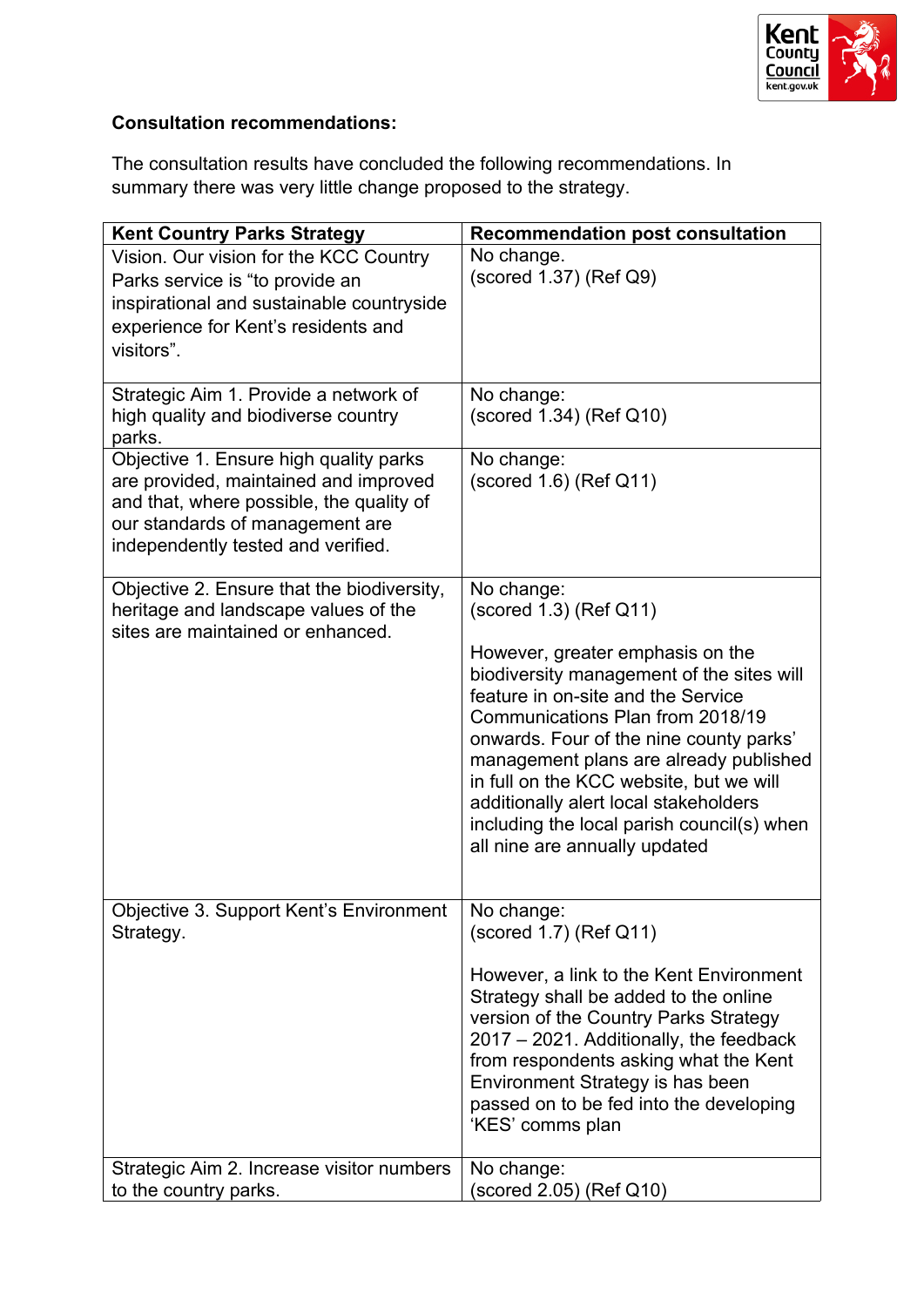**Consultation recommendations:**

The consultation results have concluded the following recommendations. In summary there was very little change proposed to the strategy.

| Kent Country Parks Strategy | Recommendation post consultation |
| --- | --- |
| Vision. Our vision for the KCC Country Parks service is "to provide an inspirational and sustainable countryside experience for Kent's residents and visitors". | No change. (scored 1.37) (Ref Q9) |
| Strategic Aim 1. Provide a network of high quality and biodiverse country parks. | No change: (scored 1.34) (Ref Q10) |
| Objective 1. Ensure high quality parks are provided, maintained and improved and that, where possible, the quality of our standards of management are independently tested and verified. | No change: (scored 1.6) (Ref Q11) |
| Objective 2. Ensure that the biodiversity, heritage and landscape values of the sites are maintained or enhanced. | No change: (scored 1.3) (Ref Q11)<br><br>However, greater emphasis on the biodiversity management of the sites will feature in on-site and the Service Communications Plan from 2018/19 onwards. Four of the nine county parks' management plans are already published in full on the KCC website, but we will additionally alert local stakeholders including the local parish council(s) when all nine are annually updated |
| Objective 3. Support Kent's Environment Strategy. | No change: (scored 1.7) (Ref Q11)<br><br>However, a link to the Kent Environment Strategy shall be added to the online version of the Country Parks Strategy 2017 – 2021. Additionally, the feedback from respondents asking what the Kent Environment Strategy is has been passed on to be fed into the developing 'KES' comms plan |
| Strategic Aim 2. Increase visitor numbers to the country parks. | No change: (scored 2.05) (Ref Q10) |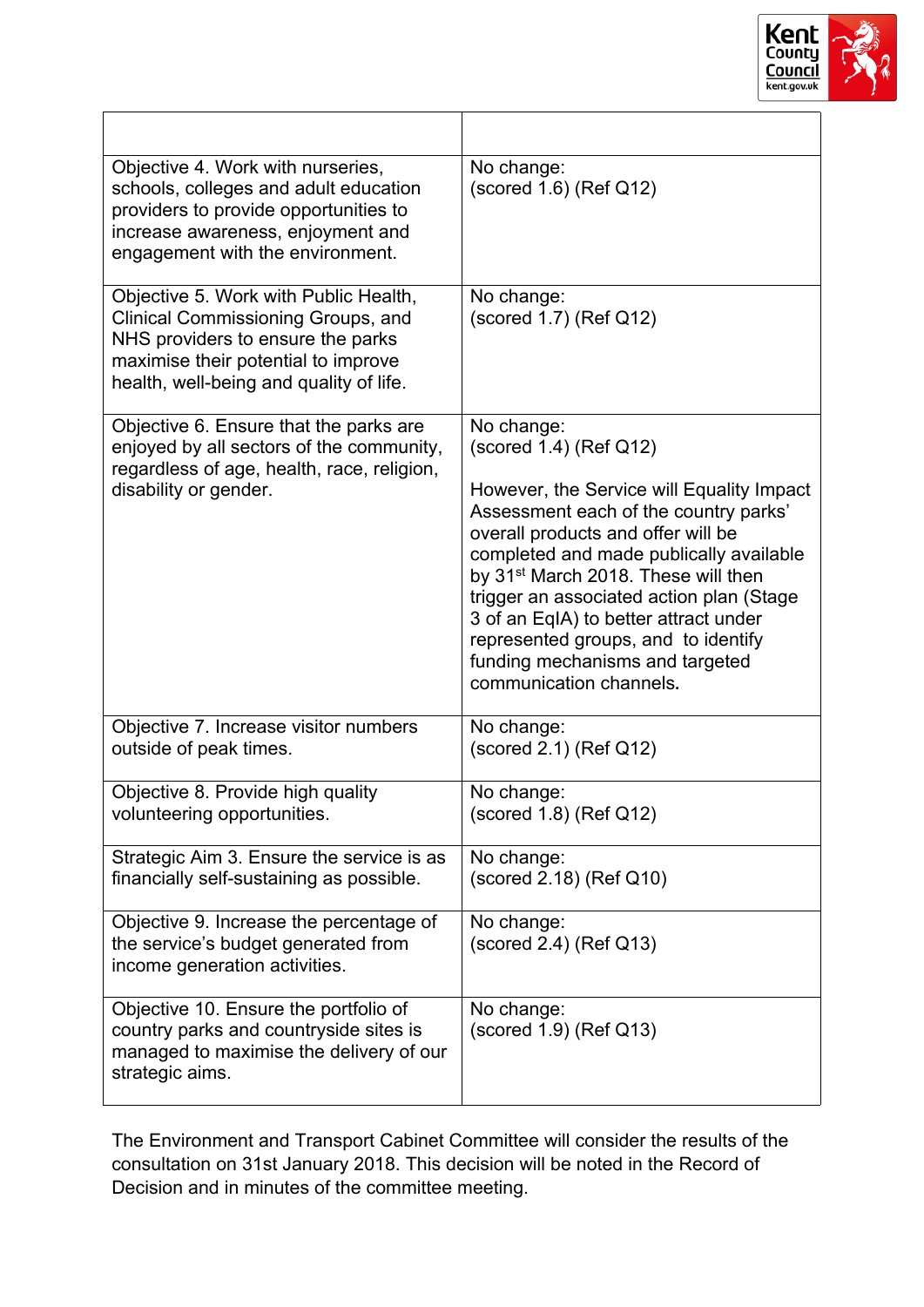| | |
|---|---|
| Objective 4. Work with nurseries, schools, colleges and adult education providers to provide opportunities to increase awareness, enjoyment and engagement with the environment. | No change: (scored 1.6) (Ref Q12) |
| Objective 5. Work with Public Health, Clinical Commissioning Groups, and NHS providers to ensure the parks maximise their potential to improve health, well-being and quality of life. | No change: (scored 1.7) (Ref Q12) |
| Objective 6. Ensure that the parks are enjoyed by all sectors of the community, regardless of age, health, race, religion, disability or gender. | No change: (scored 1.4) (Ref Q12)<br><br>However, the Service will Equality Impact Assessment each of the country parks' overall products and offer will be completed and made publically available by 31st March 2018. These will then trigger an associated action plan (Stage 3 of an EqIA) to better attract under represented groups, and to identify funding mechanisms and targeted communication channels. |
| Objective 7. Increase visitor numbers outside of peak times. | No change: (scored 2.1) (Ref Q12) |
| Objective 8. Provide high quality volunteering opportunities. | No change: (scored 1.8) (Ref Q12) |
| Strategic Aim 3. Ensure the service is as financially self-sustaining as possible. | No change: (scored 2.18) (Ref Q10) |
| Objective 9. Increase the percentage of the service's budget generated from income generation activities. | No change: (scored 2.4) (Ref Q13) |
| Objective 10. Ensure the portfolio of country parks and countryside sites is managed to maximise the delivery of our strategic aims. | No change: (scored 1.9) (Ref Q13) |

The Environment and Transport Cabinet Committee will consider the results of the consultation on 31st January 2018. This decision will be noted in the Record of Decision and in minutes of the committee meeting.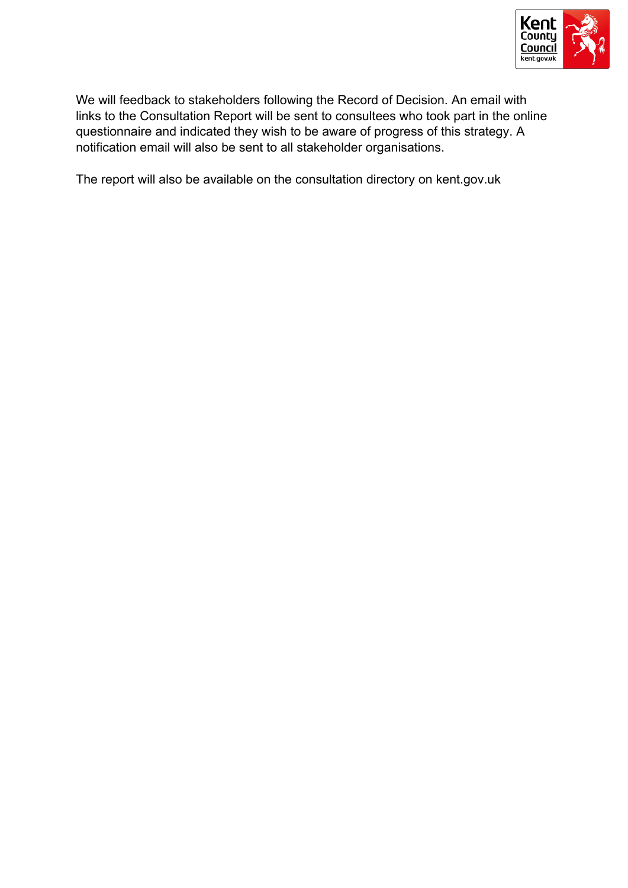We will feedback to stakeholders following the Record of Decision. An email with links to the Consultation Report will be sent to consultees who took part in the online questionnaire and indicated they wish to be aware of progress of this strategy. A notification email will also be sent to all stakeholder organisations.

The report will also be available on the consultation directory on kent.gov.uk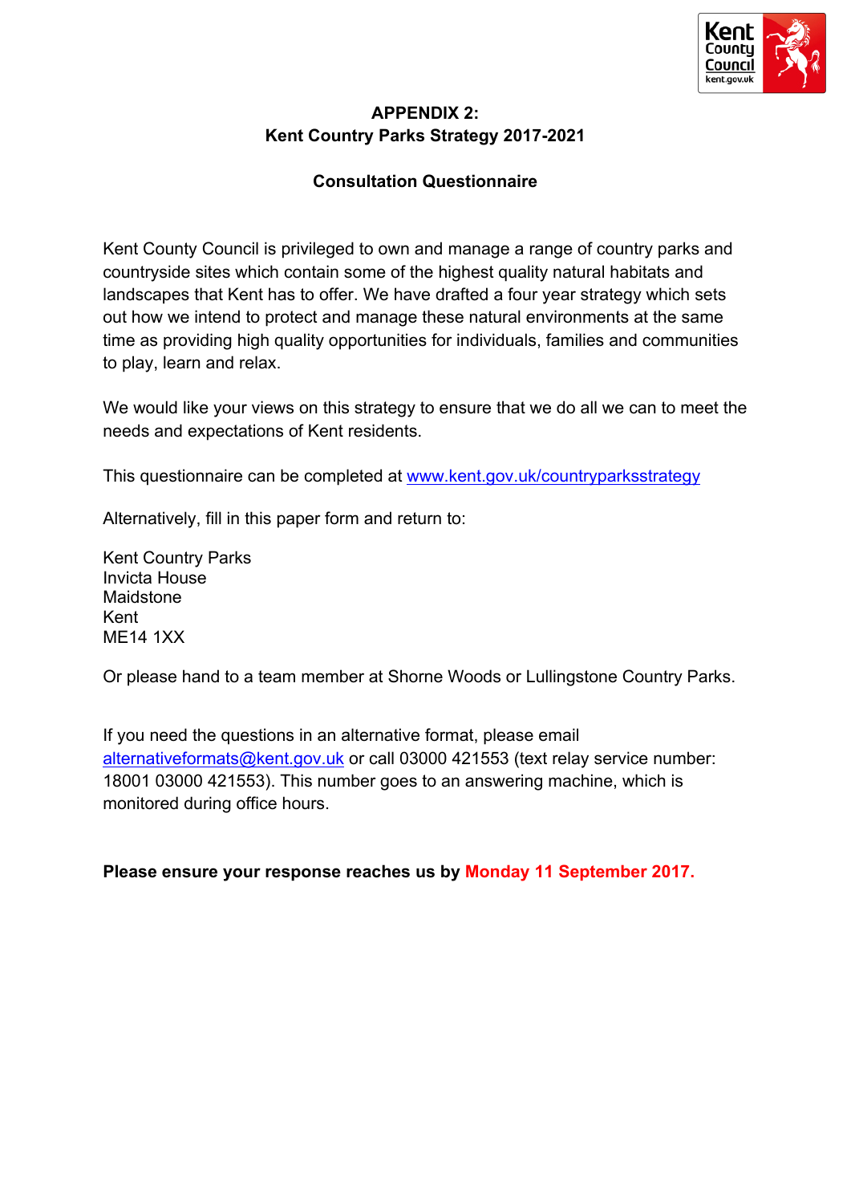# APPENDIX 2:
# Kent Country Parks Strategy 2017-2021

## Consultation Questionnaire

Kent County Council is privileged to own and manage a range of country parks and countryside sites which contain some of the highest quality natural habitats and landscapes that Kent has to offer. We have drafted a four year strategy which sets out how we intend to protect and manage these natural environments at the same time as providing high quality opportunities for individuals, families and communities to play, learn and relax.

We would like your views on this strategy to ensure that we do all we can to meet the needs and expectations of Kent residents.

This questionnaire can be completed at www.kent.gov.uk/countryparksstrategy

Alternatively, fill in this paper form and return to:

Kent Country Parks
Invicta House
Maidstone
Kent
ME14 1XX

Or please hand to a team member at Shorne Woods or Lullingstone Country Parks.

If you need the questions in an alternative format, please email alternativeformats@kent.gov.uk or call 03000 421553 (text relay service number: 18001 03000 421553). This number goes to an answering machine, which is monitored during office hours.

**Please ensure your response reaches us by Monday 11 September 2017.**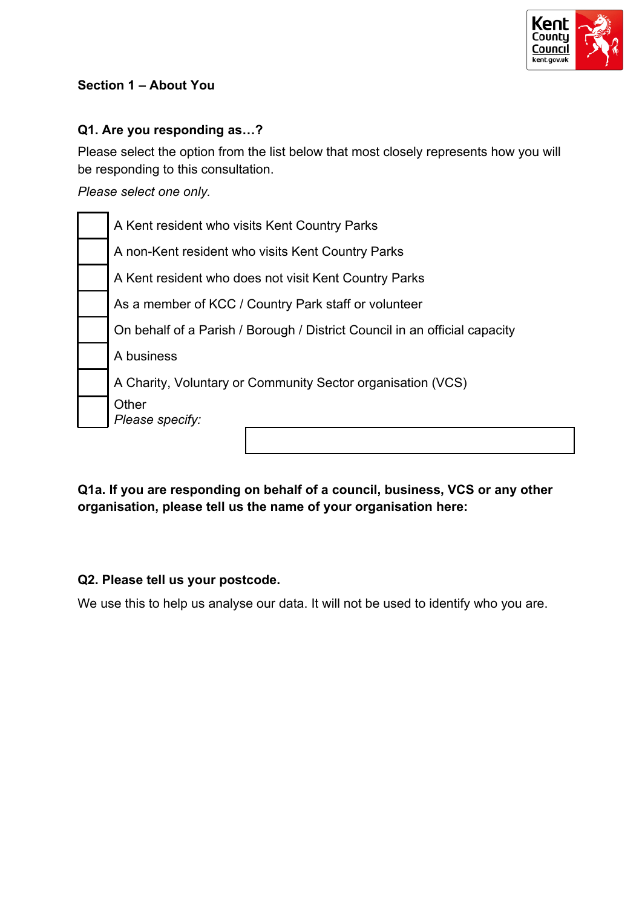## Section 1 – About You

**Q1. Are you responding as…?**

Please select the option from the list below that most closely represents how you will be responding to this consultation.

*Please select one only.*

- ☐ A Kent resident who visits Kent Country Parks
- ☐ A non-Kent resident who visits Kent Country Parks
- ☐ A Kent resident who does not visit Kent Country Parks
- ☐ As a member of KCC / Country Park staff or volunteer
- ☐ On behalf of a Parish / Borough / District Council in an official capacity
- ☐ A business
- ☐ A Charity, Voluntary or Community Sector organisation (VCS)
- ☐ Other
  *Please specify:* \_\_\_\_\_\_\_\_\_\_\_\_\_\_\_\_\_\_\_\_

**Q1a. If you are responding on behalf of a council, business, VCS or any other organisation, please tell us the name of your organisation here:**

**Q2. Please tell us your postcode.**

We use this to help us analyse our data. It will not be used to identify who you are.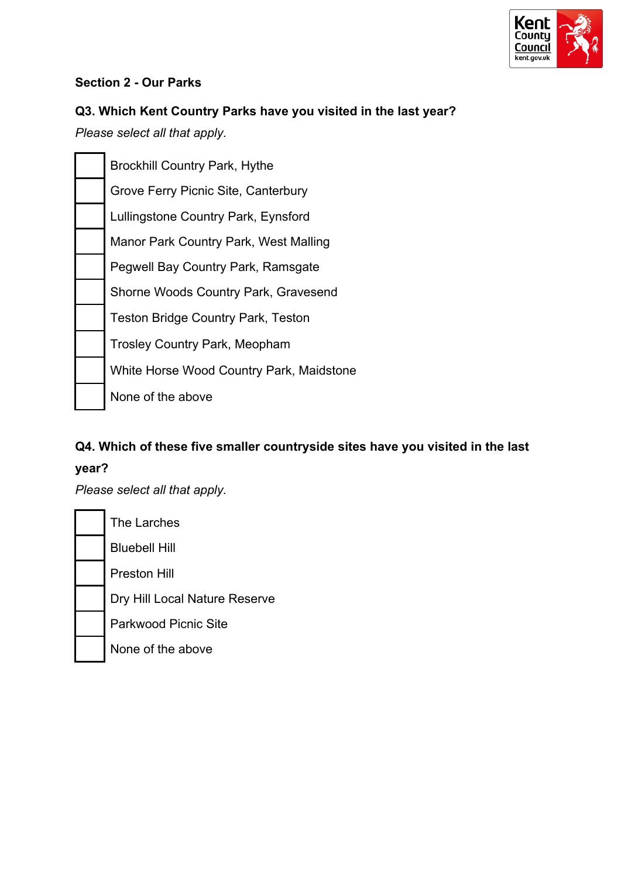## Section 2 - Our Parks

### Q3. Which Kent Country Parks have you visited in the last year?

*Please select all that apply.*

- [ ] Brockhill Country Park, Hythe
- [ ] Grove Ferry Picnic Site, Canterbury
- [ ] Lullingstone Country Park, Eynsford
- [ ] Manor Park Country Park, West Malling
- [ ] Pegwell Bay Country Park, Ramsgate
- [ ] Shorne Woods Country Park, Gravesend
- [ ] Teston Bridge Country Park, Teston
- [ ] Trosley Country Park, Meopham
- [ ] White Horse Wood Country Park, Maidstone
- [ ] None of the above

### Q4. Which of these five smaller countryside sites have you visited in the last year?

*Please select all that apply.*

- [ ] The Larches
- [ ] Bluebell Hill
- [ ] Preston Hill
- [ ] Dry Hill Local Nature Reserve
- [ ] Parkwood Picnic Site
- [ ] None of the above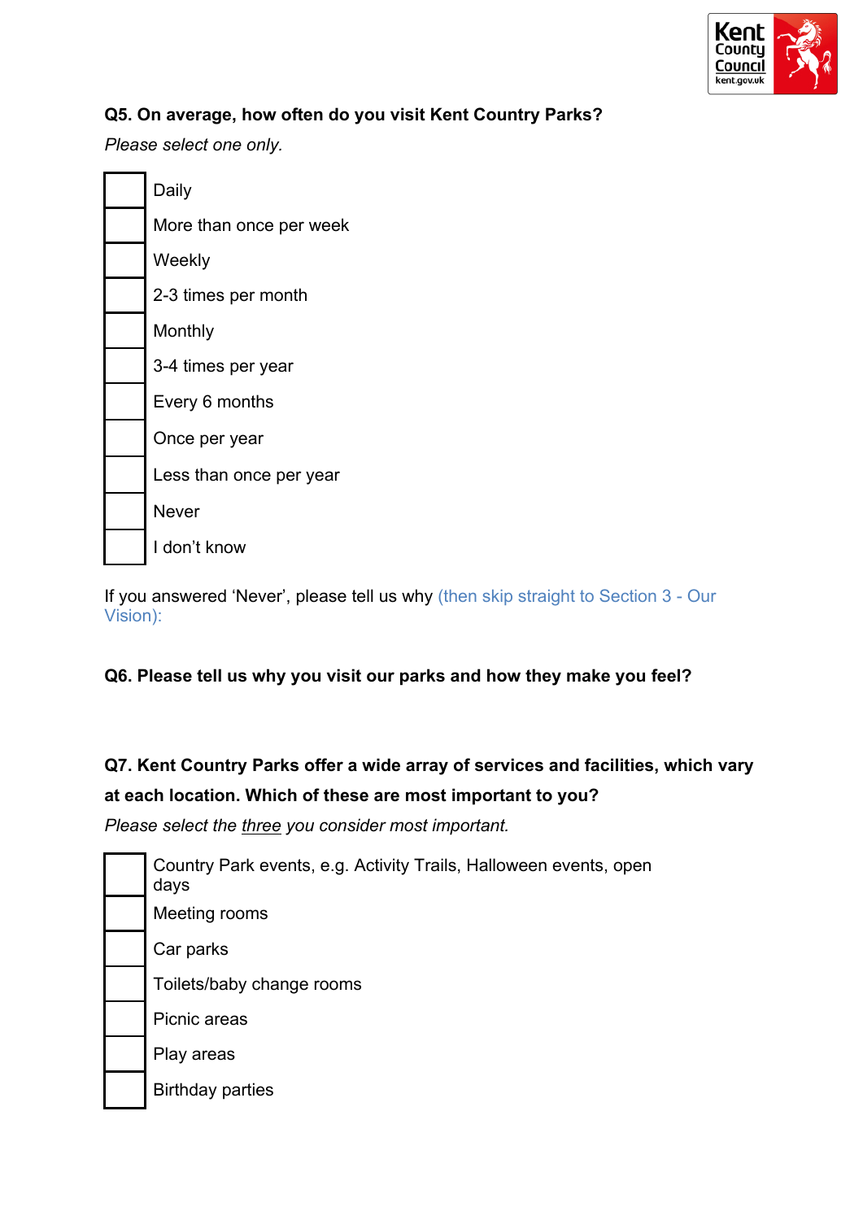**Q5. On average, how often do you visit Kent Country Parks?**

*Please select one only.*

- ☐ Daily
- ☐ More than once per week
- ☐ Weekly
- ☐ 2-3 times per month
- ☐ Monthly
- ☐ 3-4 times per year
- ☐ Every 6 months
- ☐ Once per year
- ☐ Less than once per year
- ☐ Never
- ☐ I don't know

If you answered 'Never', please tell us why (then skip straight to Section 3 - Our Vision):

**Q6. Please tell us why you visit our parks and how they make you feel?**

**Q7. Kent Country Parks offer a wide array of services and facilities, which vary at each location. Which of these are most important to you?**

*Please select the three you consider most important.*

- ☐ Country Park events, e.g. Activity Trails, Halloween events, open days
- ☐ Meeting rooms
- ☐ Car parks
- ☐ Toilets/baby change rooms
- ☐ Picnic areas
- ☐ Play areas
- ☐ Birthday parties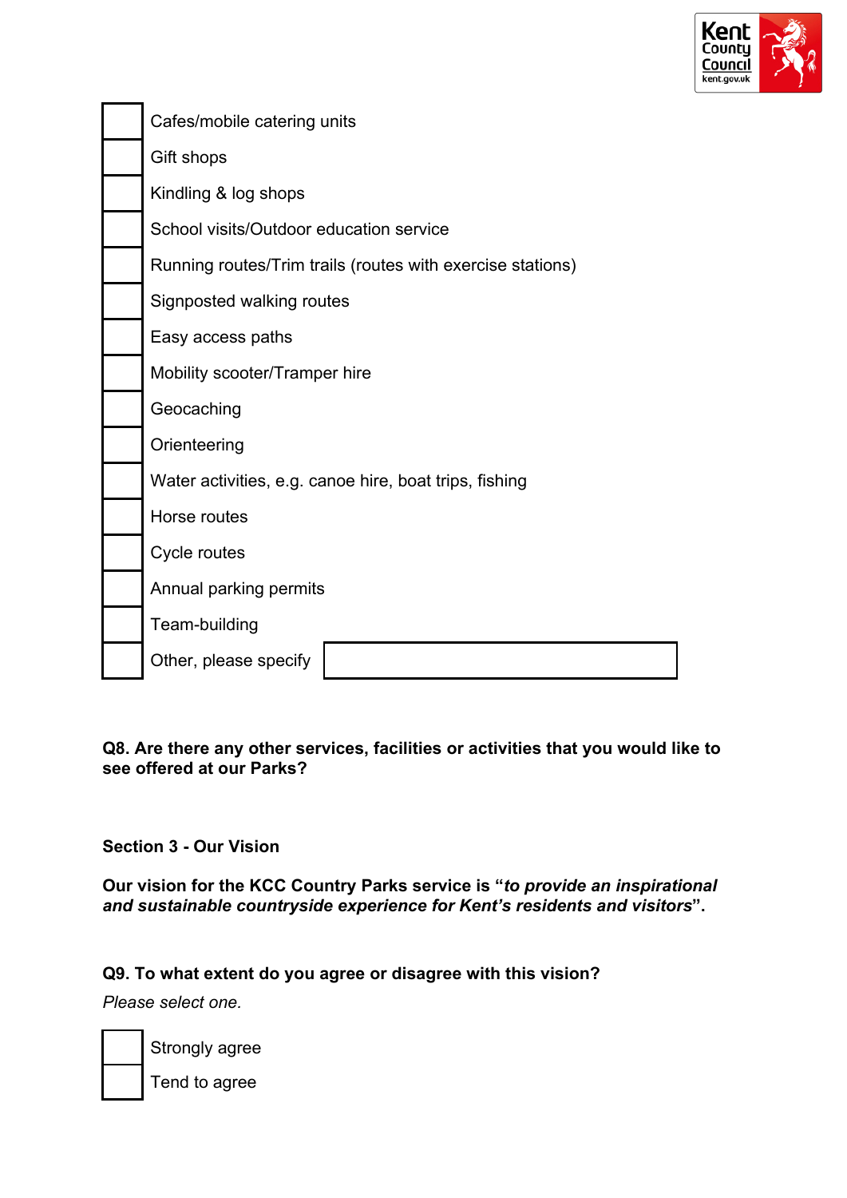- ☐ Cafes/mobile catering units
- ☐ Gift shops
- ☐ Kindling & log shops
- ☐ School visits/Outdoor education service
- ☐ Running routes/Trim trails (routes with exercise stations)
- ☐ Signposted walking routes
- ☐ Easy access paths
- ☐ Mobility scooter/Tramper hire
- ☐ Geocaching
- ☐ Orienteering
- ☐ Water activities, e.g. canoe hire, boat trips, fishing
- ☐ Horse routes
- ☐ Cycle routes
- ☐ Annual parking permits
- ☐ Team-building
- ☐ Other, please specify ______________________

**Q8. Are there any other services, facilities or activities that you would like to see offered at our Parks?**

## Section 3 - Our Vision

**Our vision for the KCC Country Parks service is "*to provide an inspirational and sustainable countryside experience for Kent's residents and visitors*".**

**Q9. To what extent do you agree or disagree with this vision?**

*Please select one.*

- ☐ Strongly agree
- ☐ Tend to agree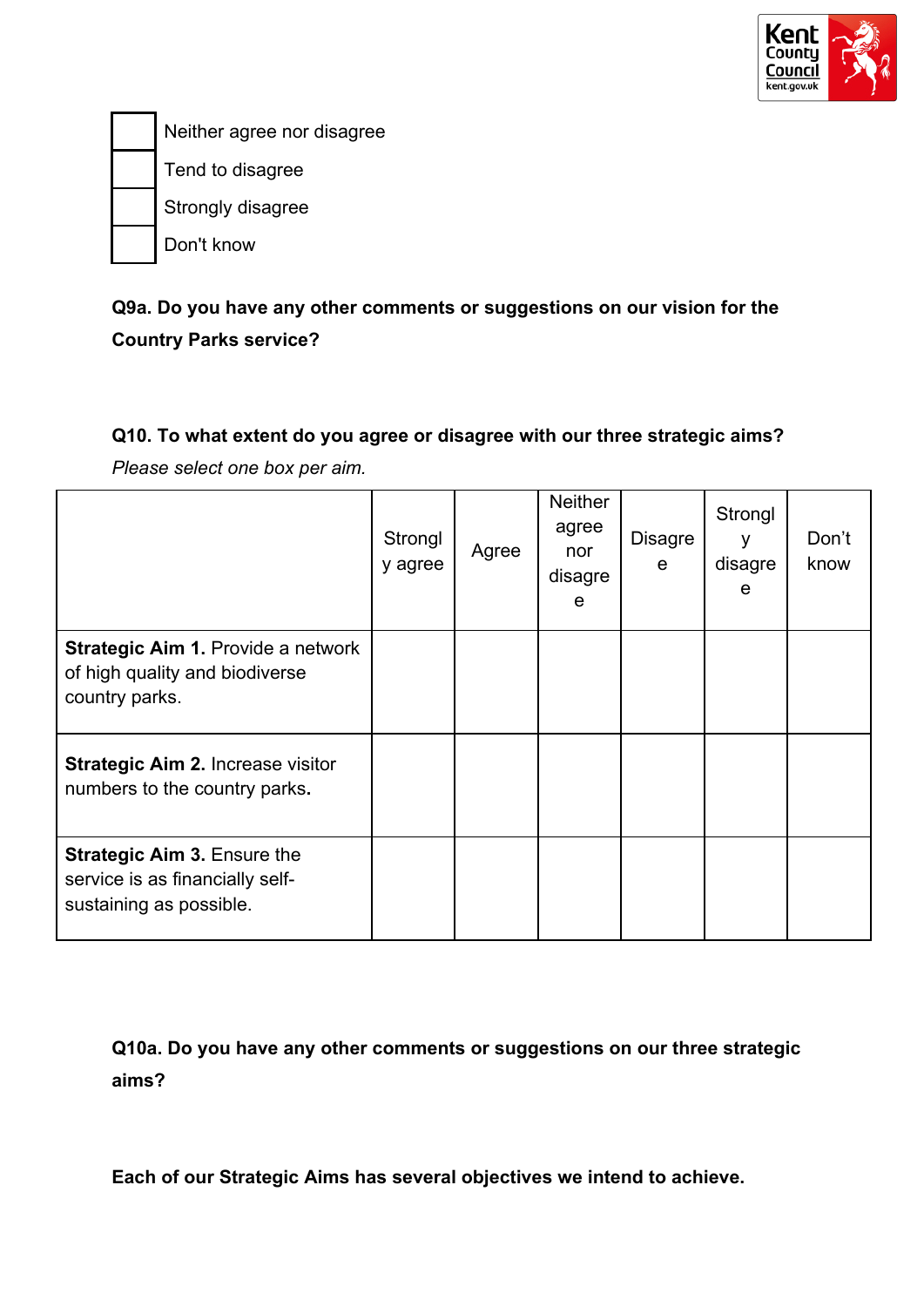- [ ] Neither agree nor disagree
- [ ] Tend to disagree
- [ ] Strongly disagree
- [ ] Don't know

**Q9a. Do you have any other comments or suggestions on our vision for the Country Parks service?**

**Q10. To what extent do you agree or disagree with our three strategic aims?**

*Please select one box per aim.*

| | Strongly agree | Agree | Neither agree nor disagree | Disagree | Strongly disagree | Don't know |
|---|---|---|---|---|---|---|
| **Strategic Aim 1.** Provide a network of high quality and biodiverse country parks. | | | | | | |
| **Strategic Aim 2.** Increase visitor numbers to the country parks**.** | | | | | | |
| **Strategic Aim 3.** Ensure the service is as financially self-sustaining as possible. | | | | | | |

**Q10a. Do you have any other comments or suggestions on our three strategic aims?**

**Each of our Strategic Aims has several objectives we intend to achieve.**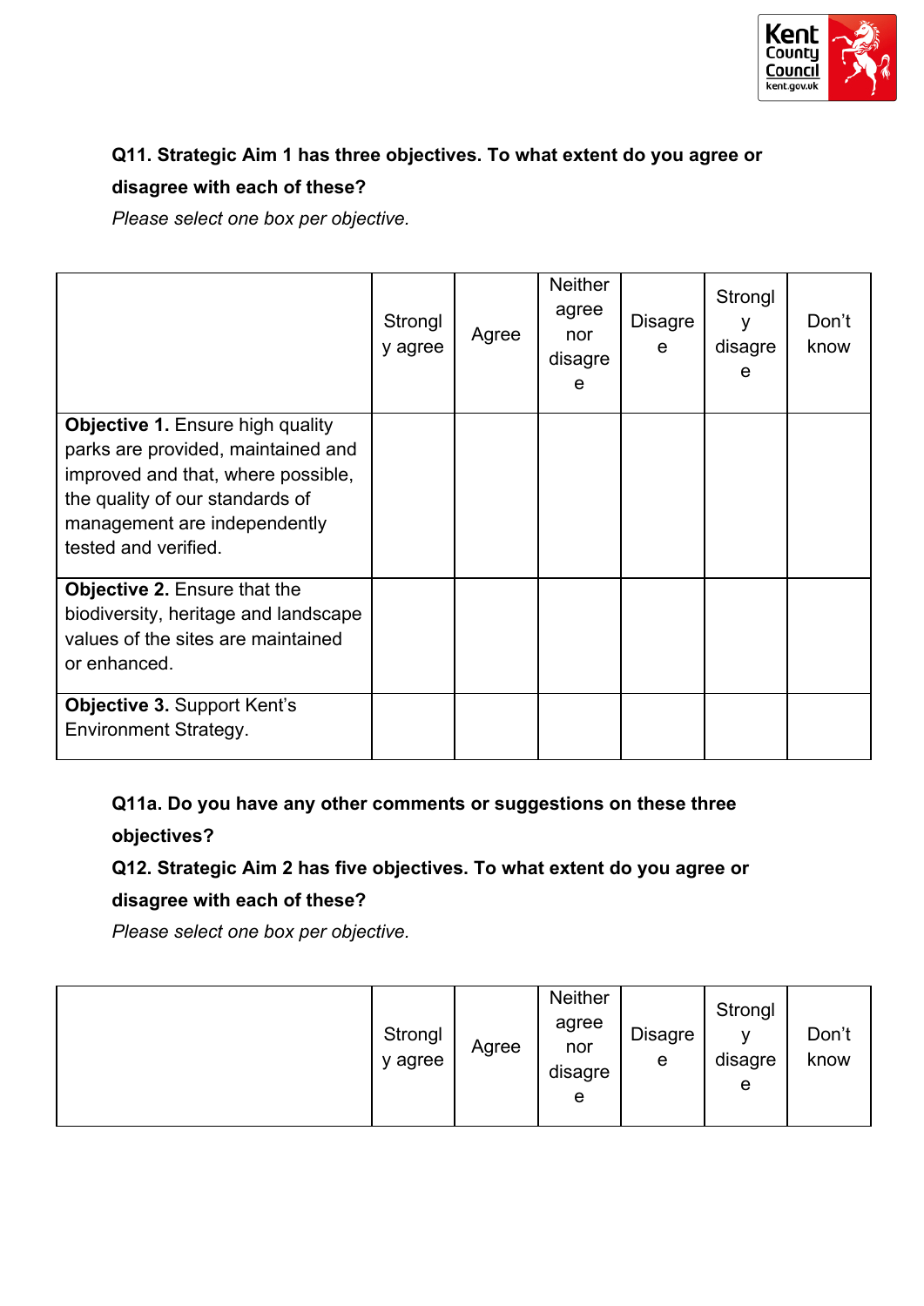**Q11. Strategic Aim 1 has three objectives. To what extent do you agree or disagree with each of these?**

*Please select one box per objective.*

| | Strongly agree | Agree | Neither agree nor disagree | Disagree | Strongly disagree | Don't know |
|---|---|---|---|---|---|---|
| **Objective 1.** Ensure high quality parks are provided, maintained and improved and that, where possible, the quality of our standards of management are independently tested and verified. | | | | | | |
| **Objective 2.** Ensure that the biodiversity, heritage and landscape values of the sites are maintained or enhanced. | | | | | | |
| **Objective 3.** Support Kent's Environment Strategy. | | | | | | |

**Q11a. Do you have any other comments or suggestions on these three objectives?**

**Q12. Strategic Aim 2 has five objectives. To what extent do you agree or disagree with each of these?**

*Please select one box per objective.*

| | Strongly agree | Agree | Neither agree nor disagree | Disagree | Strongly disagree | Don't know |
|---|---|---|---|---|---|---|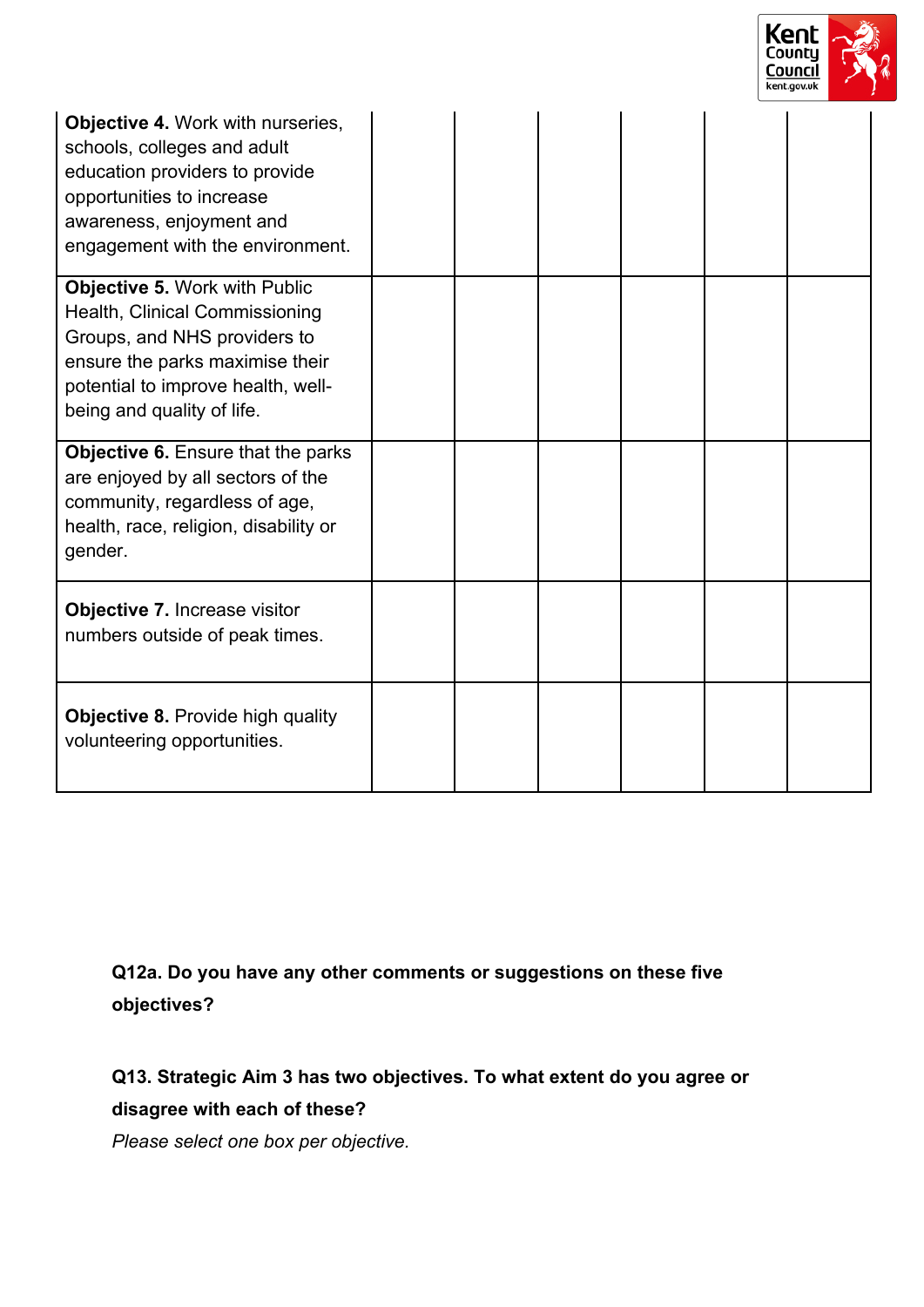| | | | | | | |
|---|---|---|---|---|---|---|
| **Objective 4.** Work with nurseries, schools, colleges and adult education providers to provide opportunities to increase awareness, enjoyment and engagement with the environment. | | | | | | |
| **Objective 5.** Work with Public Health, Clinical Commissioning Groups, and NHS providers to ensure the parks maximise their potential to improve health, well-being and quality of life. | | | | | | |
| **Objective 6.** Ensure that the parks are enjoyed by all sectors of the community, regardless of age, health, race, religion, disability or gender. | | | | | | |
| **Objective 7.** Increase visitor numbers outside of peak times. | | | | | | |
| **Objective 8.** Provide high quality volunteering opportunities. | | | | | | |

**Q12a. Do you have any other comments or suggestions on these five objectives?**

**Q13. Strategic Aim 3 has two objectives. To what extent do you agree or disagree with each of these?**

*Please select one box per objective.*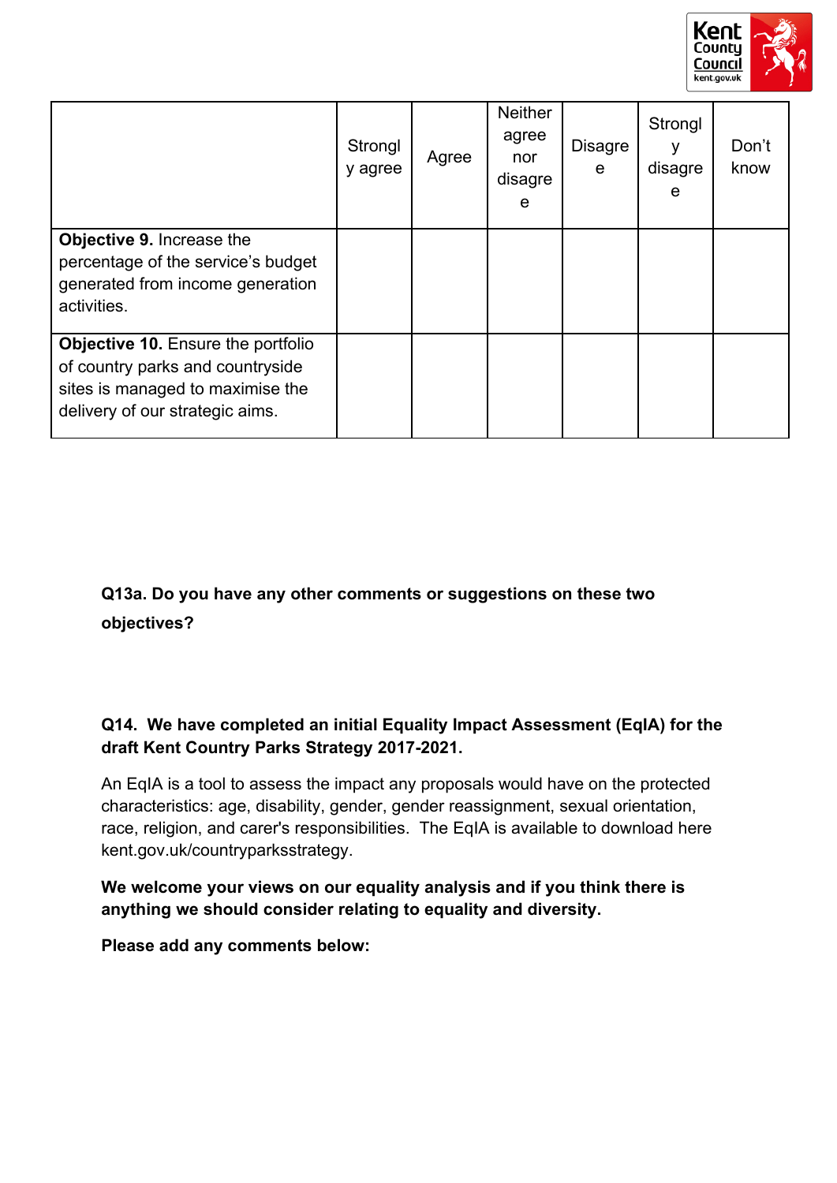| | Strongly agree | Agree | Neither agree nor disagree | Disagree | Strongly disagree | Don't know |
|---|---|---|---|---|---|---|
| **Objective 9.** Increase the percentage of the service's budget generated from income generation activities. | | | | | | |
| **Objective 10.** Ensure the portfolio of country parks and countryside sites is managed to maximise the delivery of our strategic aims. | | | | | | |

**Q13a. Do you have any other comments or suggestions on these two objectives?**

**Q14. We have completed an initial Equality Impact Assessment (EqIA) for the draft Kent Country Parks Strategy 2017-2021.**

An EqIA is a tool to assess the impact any proposals would have on the protected characteristics: age, disability, gender, gender reassignment, sexual orientation, race, religion, and carer's responsibilities. The EqIA is available to download here kent.gov.uk/countryparksstrategy.

**We welcome your views on our equality analysis and if you think there is anything we should consider relating to equality and diversity.**

**Please add any comments below:**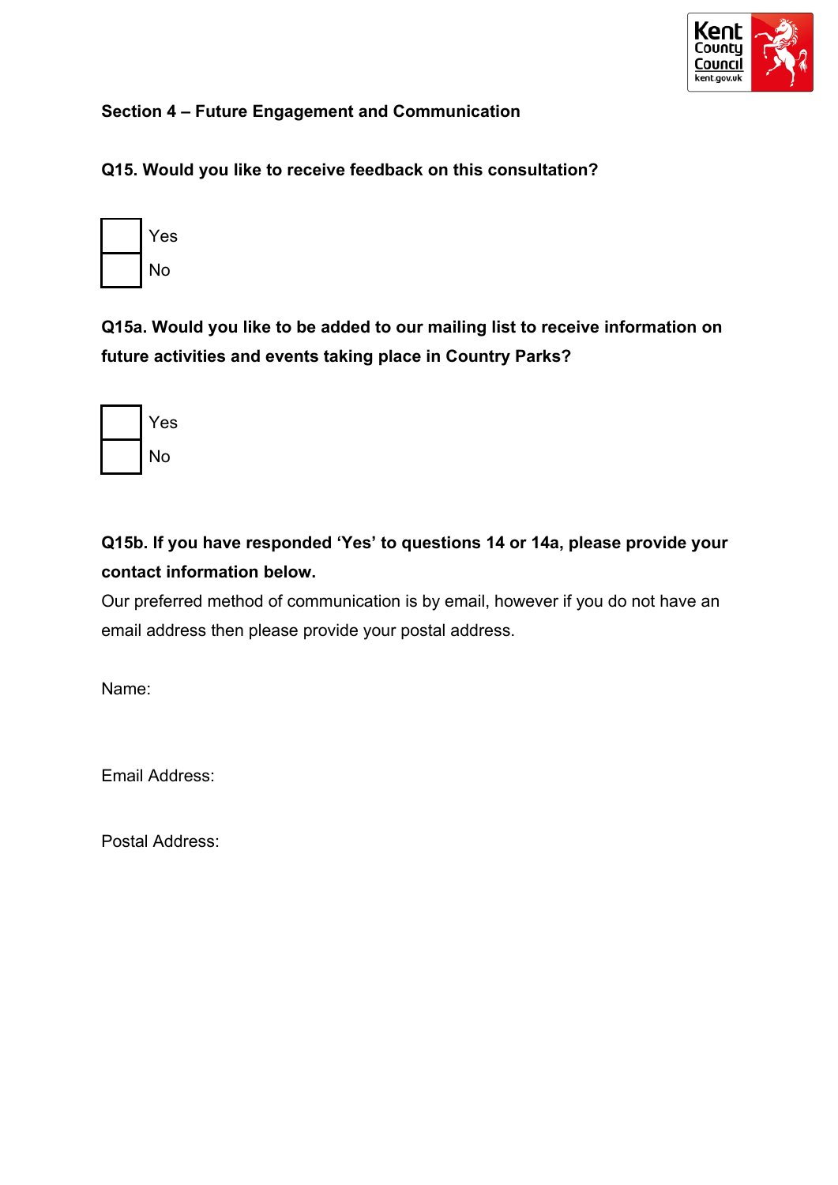**Section 4 – Future Engagement and Communication**

**Q15. Would you like to receive feedback on this consultation?**

- ☐ Yes
- ☐ No

**Q15a. Would you like to be added to our mailing list to receive information on future activities and events taking place in Country Parks?**

- ☐ Yes
- ☐ No

**Q15b. If you have responded 'Yes' to questions 14 or 14a, please provide your contact information below.**

Our preferred method of communication is by email, however if you do not have an email address then please provide your postal address.

Name:

Email Address:

Postal Address: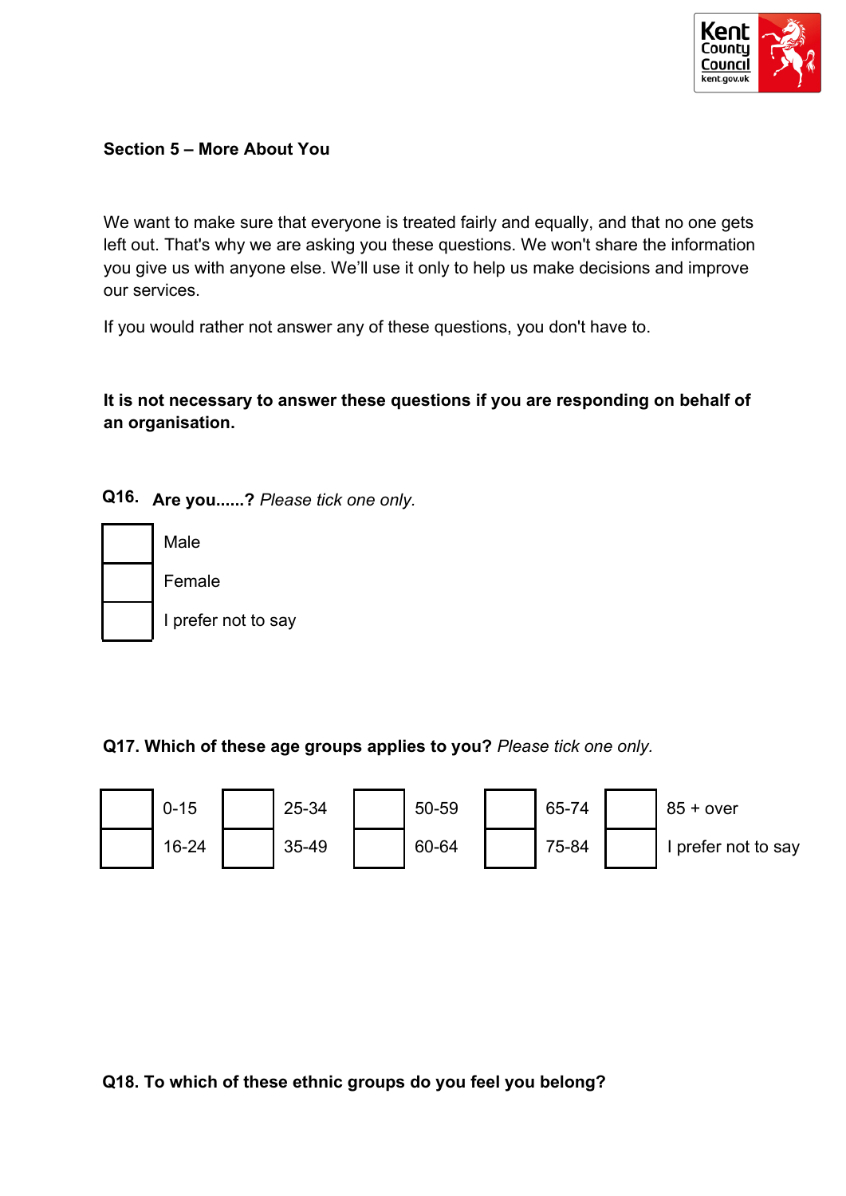## Section 5 – More About You

We want to make sure that everyone is treated fairly and equally, and that no one gets left out. That's why we are asking you these questions. We won't share the information you give us with anyone else. We'll use it only to help us make decisions and improve our services.

If you would rather not answer any of these questions, you don't have to.

**It is not necessary to answer these questions if you are responding on behalf of an organisation.**

**Q16. Are you......?** *Please tick one only.*

- ☐ Male
- ☐ Female
- ☐ I prefer not to say

**Q17. Which of these age groups applies to you?** *Please tick one only.*

| | | | | |
|---|---|---|---|---|
| ☐ 0-15 | ☐ 25-34 | ☐ 50-59 | ☐ 65-74 | ☐ 85 + over |
| ☐ 16-24 | ☐ 35-49 | ☐ 60-64 | ☐ 75-84 | ☐ I prefer not to say |

**Q18. To which of these ethnic groups do you feel you belong?**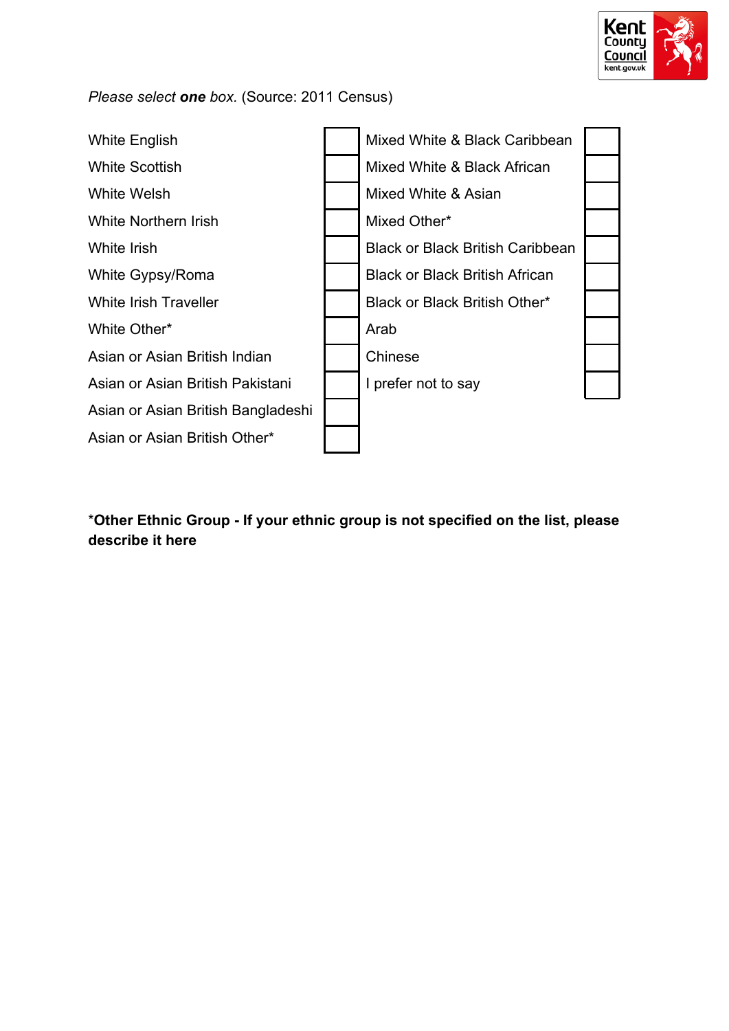*Please select **one** box.* (Source: 2011 Census)

| | | | |
|---|---|---|---|
| White English | | Mixed White & Black Caribbean | |
| White Scottish | | Mixed White & Black African | |
| White Welsh | | Mixed White & Asian | |
| White Northern Irish | | Mixed Other* | |
| White Irish | | Black or Black British Caribbean | |
| White Gypsy/Roma | | Black or Black British African | |
| White Irish Traveller | | Black or Black British Other* | |
| White Other* | | Arab | |
| Asian or Asian British Indian | | Chinese | |
| Asian or Asian British Pakistani | | I prefer not to say | |
| Asian or Asian British Bangladeshi | | | |
| Asian or Asian British Other* | | | |

***Other Ethnic Group - If your ethnic group is not specified on the list, please describe it here**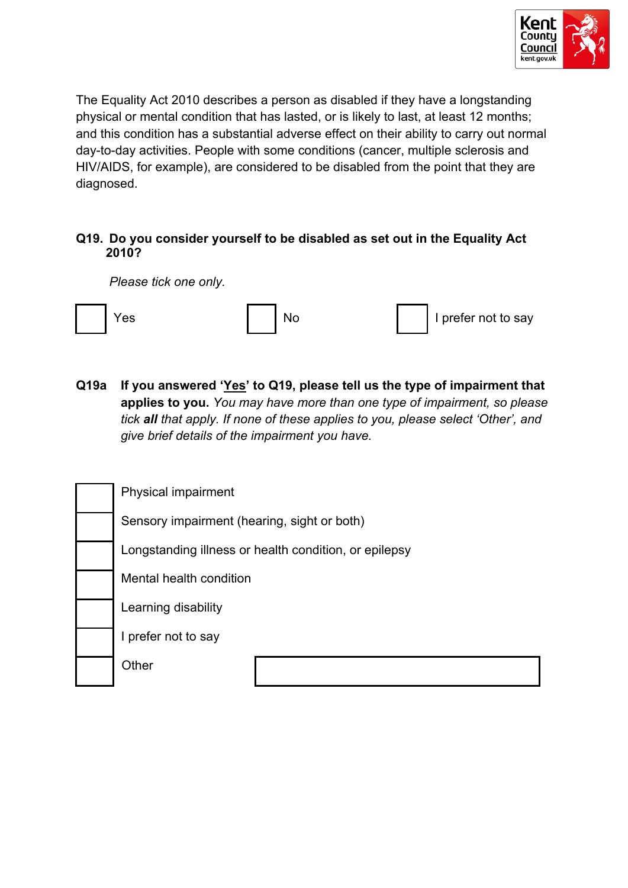The Equality Act 2010 describes a person as disabled if they have a longstanding physical or mental condition that has lasted, or is likely to last, at least 12 months; and this condition has a substantial adverse effect on their ability to carry out normal day-to-day activities. People with some conditions (cancer, multiple sclerosis and HIV/AIDS, for example), are considered to be disabled from the point that they are diagnosed.

**Q19. Do you consider yourself to be disabled as set out in the Equality Act 2010?**

*Please tick one only.*

☐ Yes ☐ No ☐ I prefer not to say

**Q19a If you answered '<u>Yes</u>' to Q19, please tell us the type of impairment that applies to you.** *You may have more than one type of impairment, so please tick **all** that apply. If none of these applies to you, please select 'Other', and give brief details of the impairment you have.*

☐ Physical impairment

☐ Sensory impairment (hearing, sight or both)

☐ Longstanding illness or health condition, or epilepsy

☐ Mental health condition

☐ Learning disability

☐ I prefer not to say

☐ Other ____________________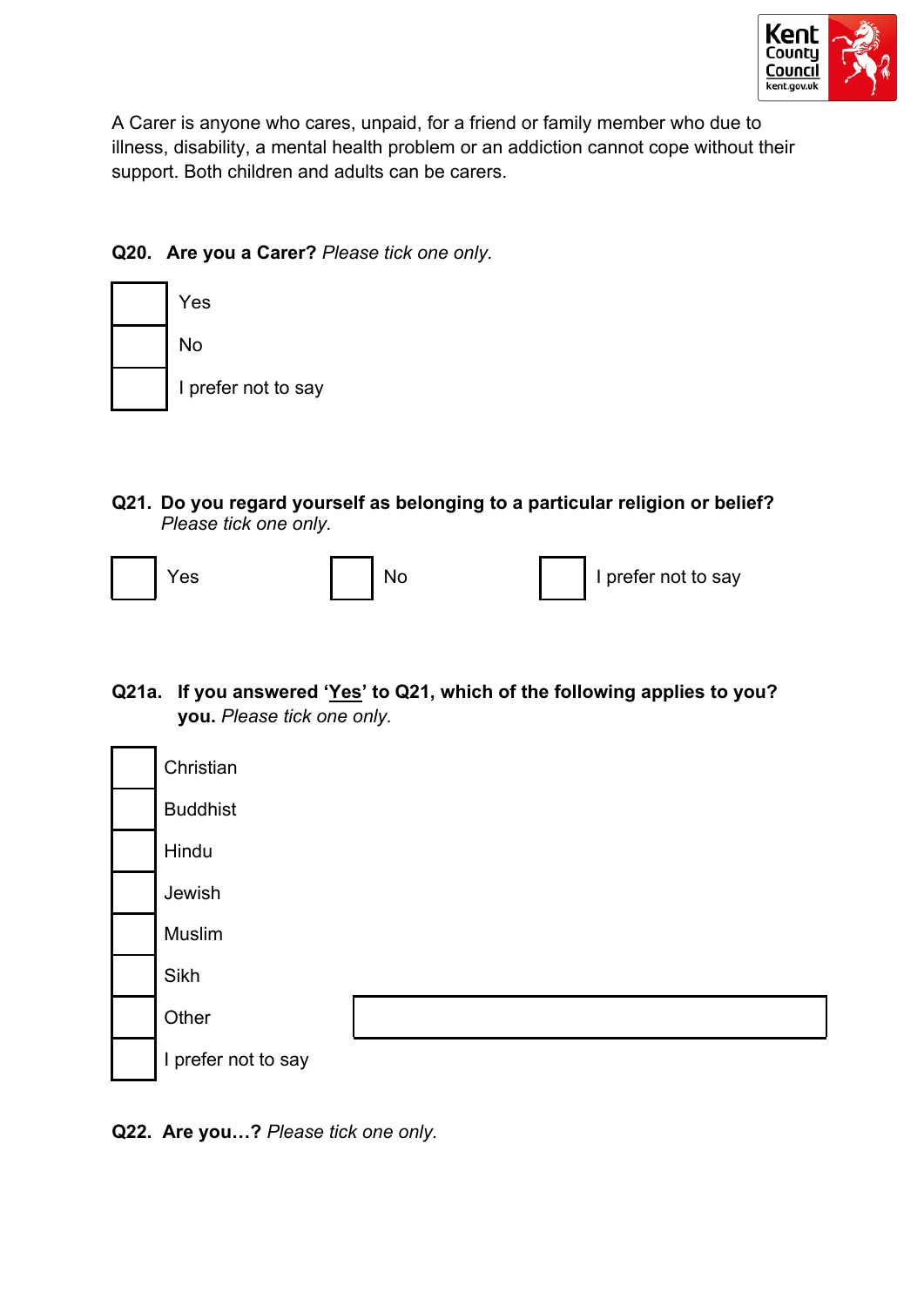A Carer is anyone who cares, unpaid, for a friend or family member who due to illness, disability, a mental health problem or an addiction cannot cope without their support. Both children and adults can be carers.

**Q20. Are you a Carer?** *Please tick one only.*

- ☐ Yes
- ☐ No
- ☐ I prefer not to say

**Q21. Do you regard yourself as belonging to a particular religion or belief?** *Please tick one only.*

☐ Yes ☐ No ☐ I prefer not to say

**Q21a. If you answered '<u>Yes</u>' to Q21, which of the following applies to you? you.** *Please tick one only.*

- ☐ Christian
- ☐ Buddhist
- ☐ Hindu
- ☐ Jewish
- ☐ Muslim
- ☐ Sikh
- ☐ Other \_\_\_\_\_\_\_\_\_\_\_\_\_\_\_\_\_\_\_\_
- ☐ I prefer not to say

**Q22. Are you…?** *Please tick one only.*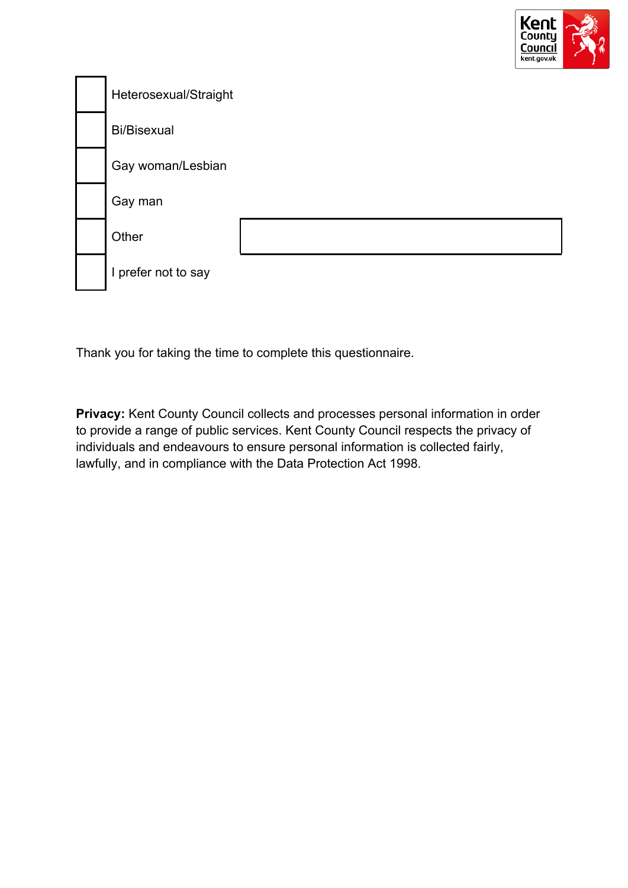- [ ] Heterosexual/Straight
- [ ] Bi/Bisexual
- [ ] Gay woman/Lesbian
- [ ] Gay man
- [ ] Other ____________________
- [ ] I prefer not to say

Thank you for taking the time to complete this questionnaire.

**Privacy:** Kent County Council collects and processes personal information in order to provide a range of public services. Kent County Council respects the privacy of individuals and endeavours to ensure personal information is collected fairly, lawfully, and in compliance with the Data Protection Act 1998.